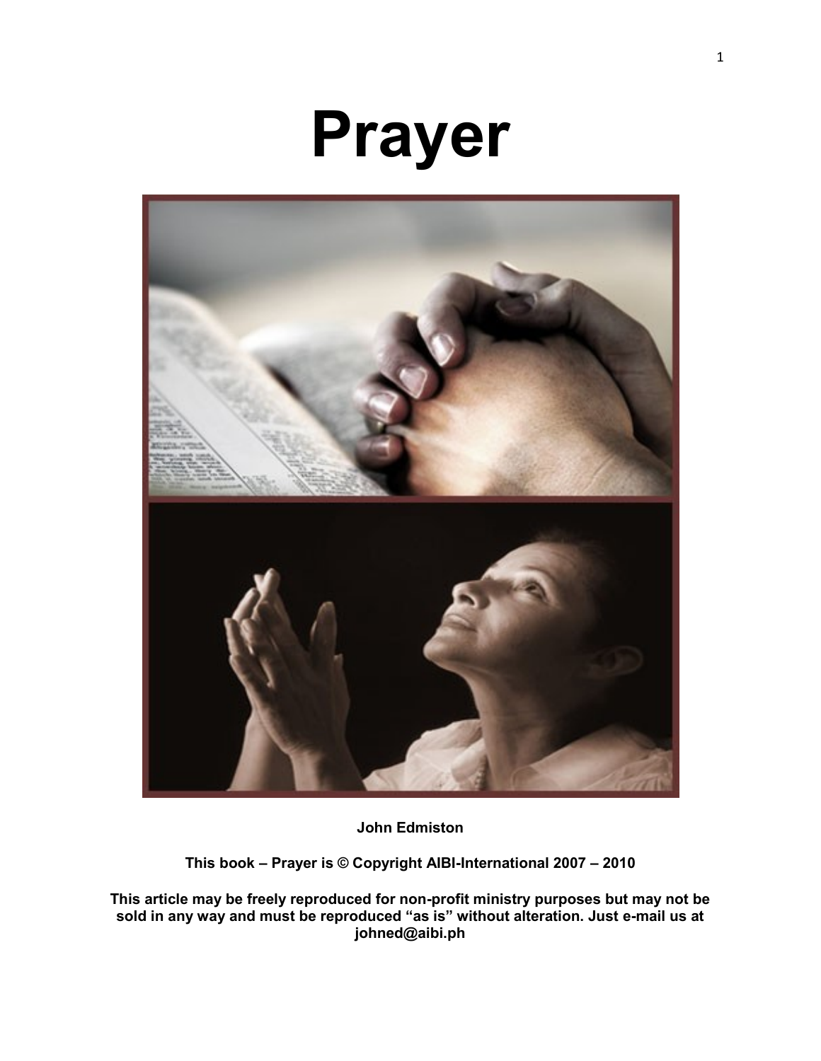# Prayer

**John Edmiston**

**This book – Prayer is © Copyright AIBI-International 2007 – 2010**

**This article may be freely reproduced for non-profit ministry purposes but may not be sold in any way and must be reproduced "as is" without alteration. Just e-mail us at johned@aibi.ph**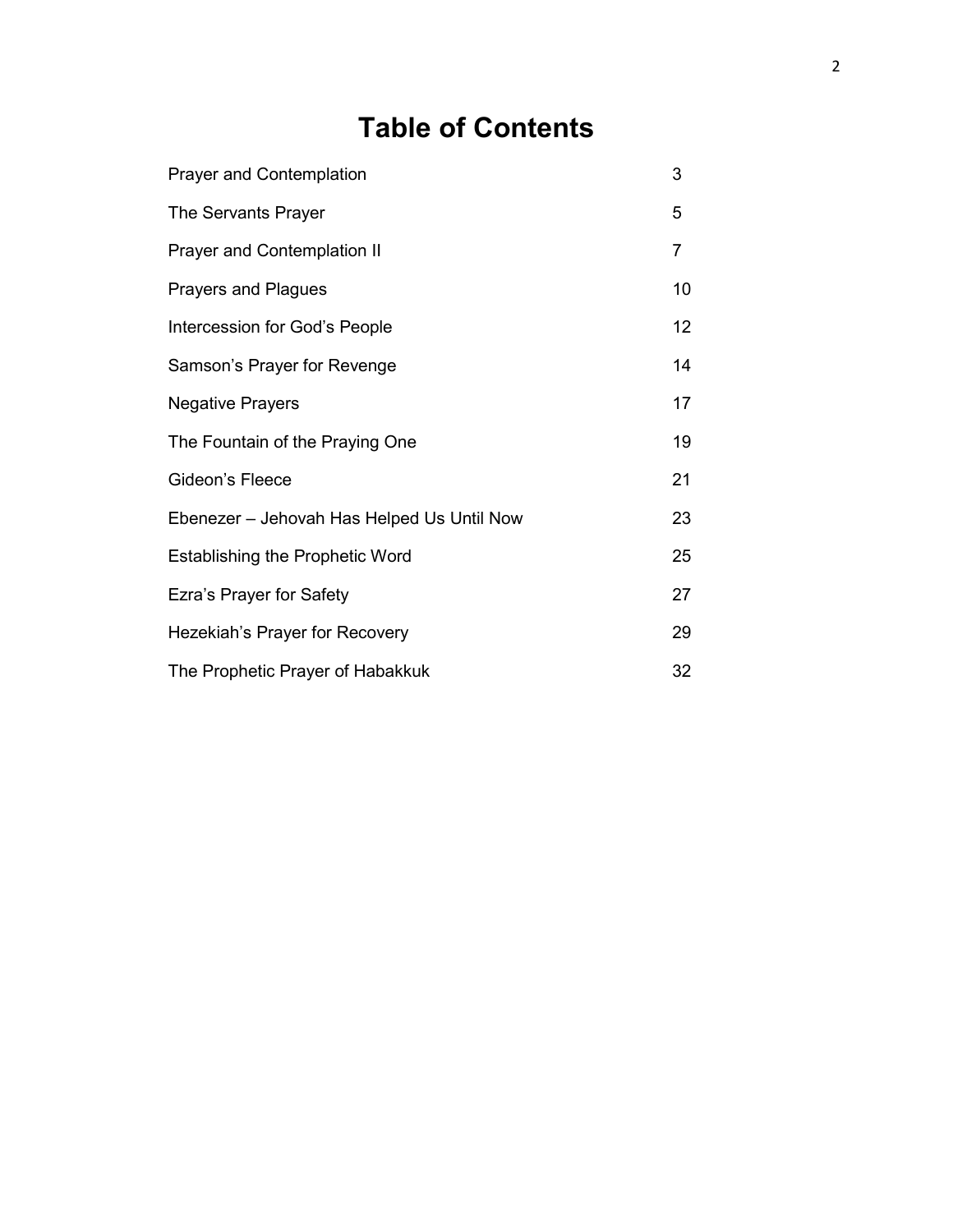# Table of Contents

| | |
|---|---|
| Prayer and Contemplation | 3 |
| The Servants Prayer | 5 |
| Prayer and Contemplation II | 7 |
| Prayers and Plagues | 10 |
| Intercession for God’s People | 12 |
| Samson’s Prayer for Revenge | 14 |
| Negative Prayers | 17 |
| The Fountain of the Praying One | 19 |
| Gideon’s Fleece | 21 |
| Ebenezer – Jehovah Has Helped Us Until Now | 23 |
| Establishing the Prophetic Word | 25 |
| Ezra’s Prayer for Safety | 27 |
| Hezekiah’s Prayer for Recovery | 29 |
| The Prophetic Prayer of Habakkuk | 32 |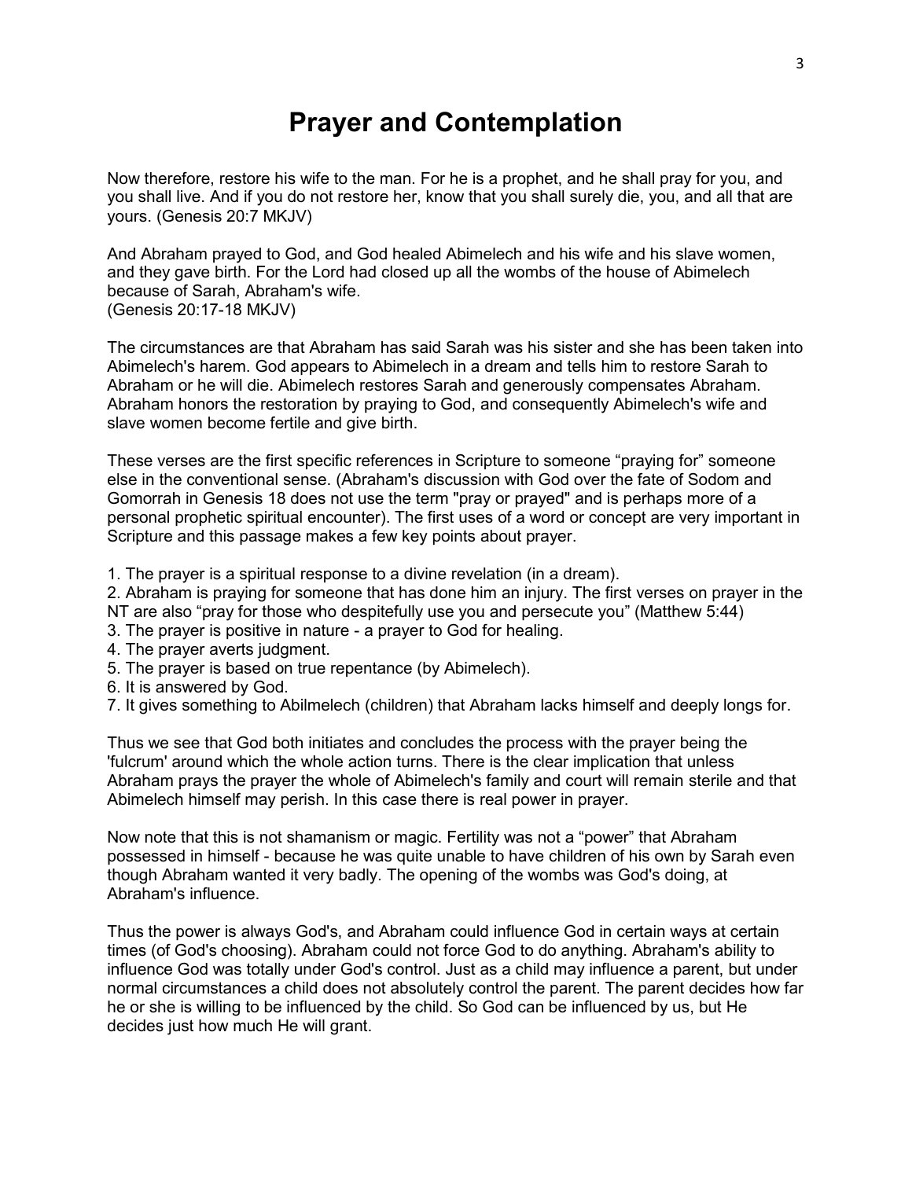# Prayer and Contemplation

Now therefore, restore his wife to the man. For he is a prophet, and he shall pray for you, and you shall live. And if you do not restore her, know that you shall surely die, you, and all that are yours. (Genesis 20:7 MKJV)

And Abraham prayed to God, and God healed Abimelech and his wife and his slave women, and they gave birth. For the Lord had closed up all the wombs of the house of Abimelech because of Sarah, Abraham's wife.
(Genesis 20:17-18 MKJV)

The circumstances are that Abraham has said Sarah was his sister and she has been taken into Abimelech's harem. God appears to Abimelech in a dream and tells him to restore Sarah to Abraham or he will die. Abimelech restores Sarah and generously compensates Abraham. Abraham honors the restoration by praying to God, and consequently Abimelech's wife and slave women become fertile and give birth.

These verses are the first specific references in Scripture to someone "praying for" someone else in the conventional sense. (Abraham's discussion with God over the fate of Sodom and Gomorrah in Genesis 18 does not use the term "pray or prayed" and is perhaps more of a personal prophetic spiritual encounter). The first uses of a word or concept are very important in Scripture and this passage makes a few key points about prayer.

1. The prayer is a spiritual response to a divine revelation (in a dream).
2. Abraham is praying for someone that has done him an injury. The first verses on prayer in the NT are also "pray for those who despitefully use you and persecute you" (Matthew 5:44)
3. The prayer is positive in nature - a prayer to God for healing.
4. The prayer averts judgment.
5. The prayer is based on true repentance (by Abimelech).
6. It is answered by God.
7. It gives something to Abilmelech (children) that Abraham lacks himself and deeply longs for.

Thus we see that God both initiates and concludes the process with the prayer being the 'fulcrum' around which the whole action turns. There is the clear implication that unless Abraham prays the prayer the whole of Abimelech's family and court will remain sterile and that Abimelech himself may perish. In this case there is real power in prayer.

Now note that this is not shamanism or magic. Fertility was not a "power" that Abraham possessed in himself - because he was quite unable to have children of his own by Sarah even though Abraham wanted it very badly. The opening of the wombs was God's doing, at Abraham's influence.

Thus the power is always God's, and Abraham could influence God in certain ways at certain times (of God's choosing). Abraham could not force God to do anything. Abraham's ability to influence God was totally under God's control. Just as a child may influence a parent, but under normal circumstances a child does not absolutely control the parent. The parent decides how far he or she is willing to be influenced by the child. So God can be influenced by us, but He decides just how much He will grant.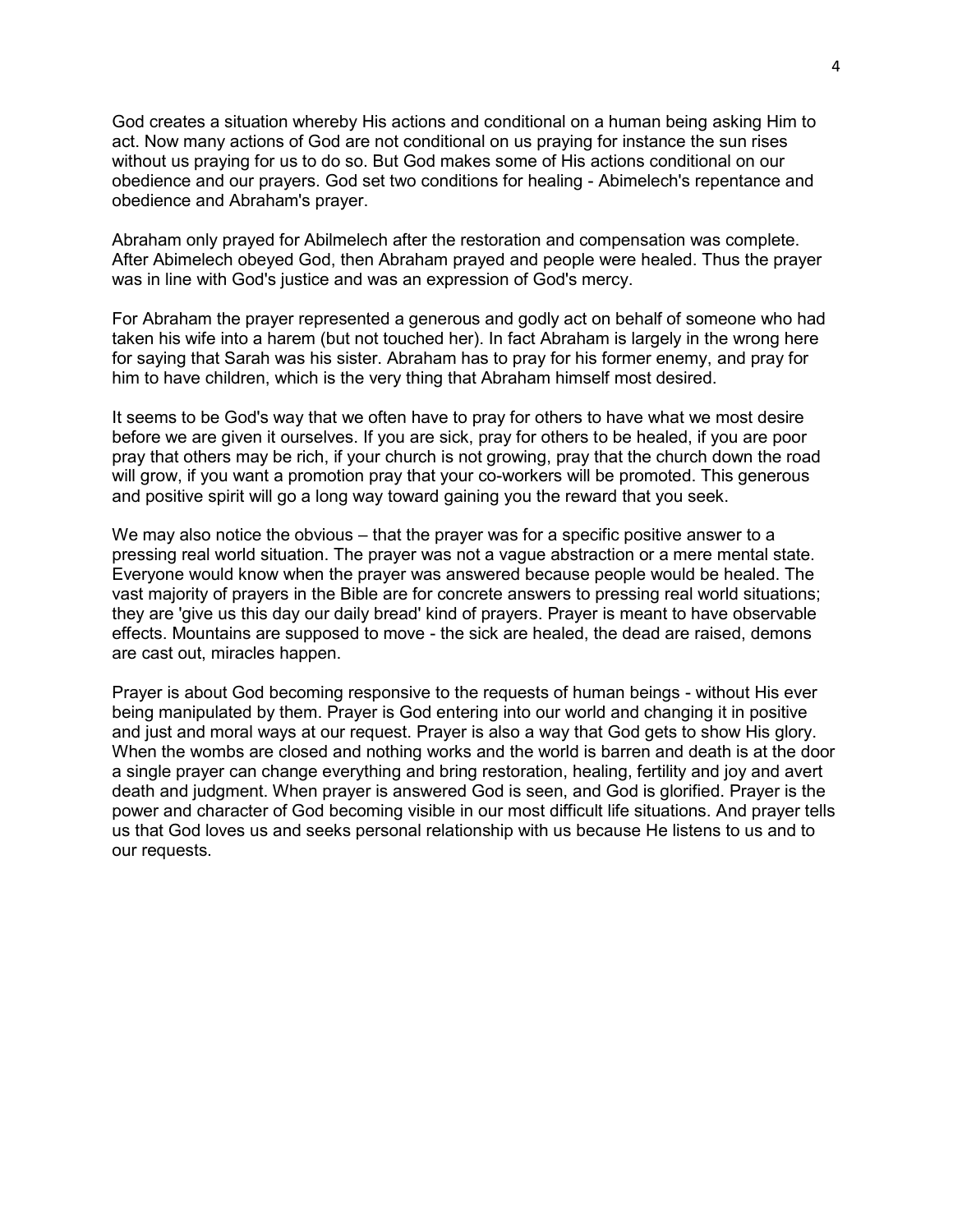God creates a situation whereby His actions and conditional on a human being asking Him to act. Now many actions of God are not conditional on us praying for instance the sun rises without us praying for us to do so. But God makes some of His actions conditional on our obedience and our prayers. God set two conditions for healing - Abimelech's repentance and obedience and Abraham's prayer.

Abraham only prayed for Abilmelech after the restoration and compensation was complete. After Abimelech obeyed God, then Abraham prayed and people were healed. Thus the prayer was in line with God's justice and was an expression of God's mercy.

For Abraham the prayer represented a generous and godly act on behalf of someone who had taken his wife into a harem (but not touched her). In fact Abraham is largely in the wrong here for saying that Sarah was his sister. Abraham has to pray for his former enemy, and pray for him to have children, which is the very thing that Abraham himself most desired.

It seems to be God's way that we often have to pray for others to have what we most desire before we are given it ourselves. If you are sick, pray for others to be healed, if you are poor pray that others may be rich, if your church is not growing, pray that the church down the road will grow, if you want a promotion pray that your co-workers will be promoted. This generous and positive spirit will go a long way toward gaining you the reward that you seek.

We may also notice the obvious – that the prayer was for a specific positive answer to a pressing real world situation. The prayer was not a vague abstraction or a mere mental state. Everyone would know when the prayer was answered because people would be healed. The vast majority of prayers in the Bible are for concrete answers to pressing real world situations; they are 'give us this day our daily bread' kind of prayers. Prayer is meant to have observable effects. Mountains are supposed to move - the sick are healed, the dead are raised, demons are cast out, miracles happen.

Prayer is about God becoming responsive to the requests of human beings - without His ever being manipulated by them. Prayer is God entering into our world and changing it in positive and just and moral ways at our request. Prayer is also a way that God gets to show His glory. When the wombs are closed and nothing works and the world is barren and death is at the door a single prayer can change everything and bring restoration, healing, fertility and joy and avert death and judgment. When prayer is answered God is seen, and God is glorified. Prayer is the power and character of God becoming visible in our most difficult life situations. And prayer tells us that God loves us and seeks personal relationship with us because He listens to us and to our requests.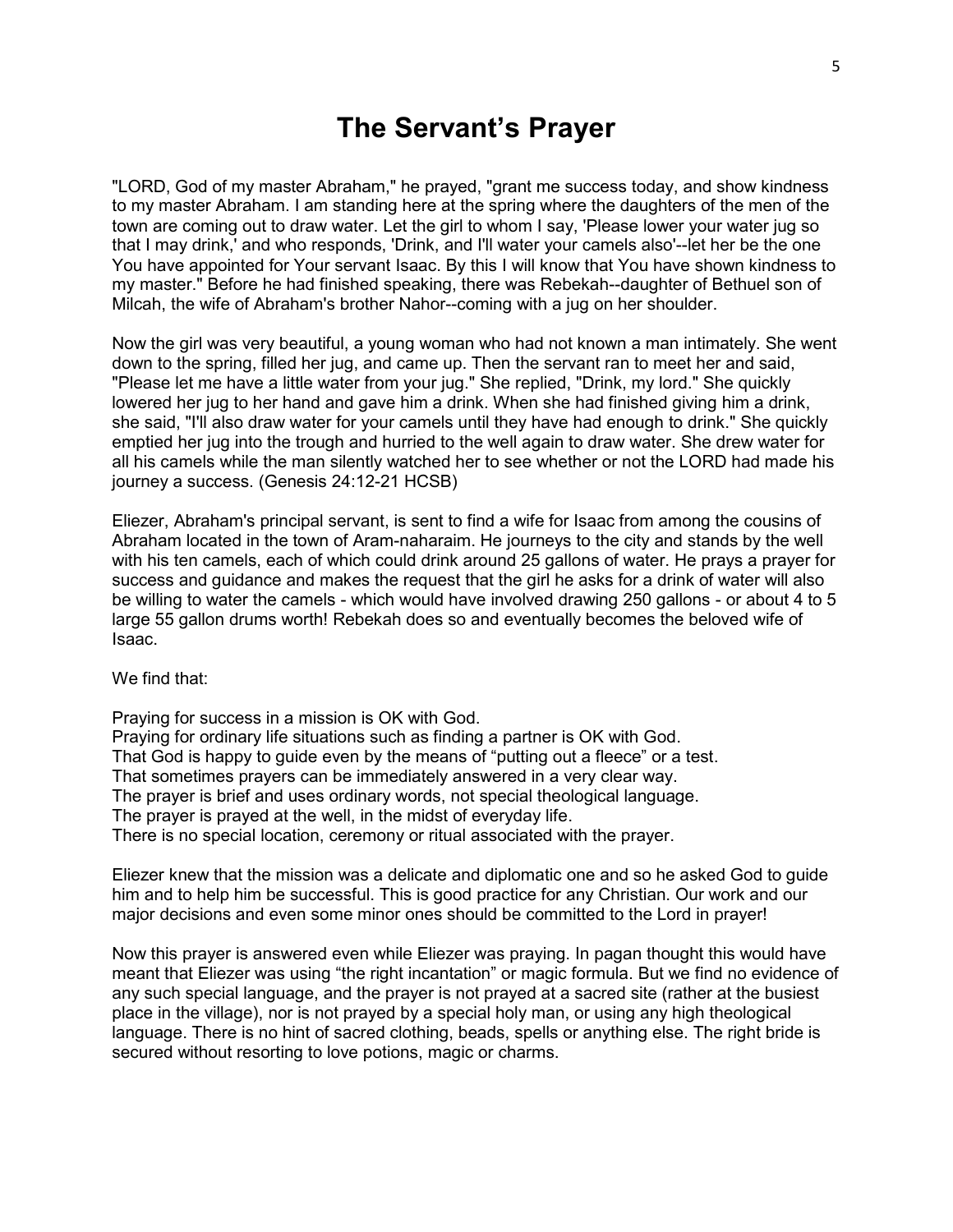# The Servant's Prayer

"LORD, God of my master Abraham," he prayed, "grant me success today, and show kindness to my master Abraham. I am standing here at the spring where the daughters of the men of the town are coming out to draw water. Let the girl to whom I say, 'Please lower your water jug so that I may drink,' and who responds, 'Drink, and I'll water your camels also'--let her be the one You have appointed for Your servant Isaac. By this I will know that You have shown kindness to my master." Before he had finished speaking, there was Rebekah--daughter of Bethuel son of Milcah, the wife of Abraham's brother Nahor--coming with a jug on her shoulder.

Now the girl was very beautiful, a young woman who had not known a man intimately. She went down to the spring, filled her jug, and came up. Then the servant ran to meet her and said, "Please let me have a little water from your jug." She replied, "Drink, my lord." She quickly lowered her jug to her hand and gave him a drink. When she had finished giving him a drink, she said, "I'll also draw water for your camels until they have had enough to drink." She quickly emptied her jug into the trough and hurried to the well again to draw water. She drew water for all his camels while the man silently watched her to see whether or not the LORD had made his journey a success. (Genesis 24:12-21 HCSB)

Eliezer, Abraham's principal servant, is sent to find a wife for Isaac from among the cousins of Abraham located in the town of Aram-naharaim. He journeys to the city and stands by the well with his ten camels, each of which could drink around 25 gallons of water. He prays a prayer for success and guidance and makes the request that the girl he asks for a drink of water will also be willing to water the camels - which would have involved drawing 250 gallons - or about 4 to 5 large 55 gallon drums worth! Rebekah does so and eventually becomes the beloved wife of Isaac.

We find that:

Praying for success in a mission is OK with God.
Praying for ordinary life situations such as finding a partner is OK with God.
That God is happy to guide even by the means of "putting out a fleece" or a test.
That sometimes prayers can be immediately answered in a very clear way.
The prayer is brief and uses ordinary words, not special theological language.
The prayer is prayed at the well, in the midst of everyday life.
There is no special location, ceremony or ritual associated with the prayer.

Eliezer knew that the mission was a delicate and diplomatic one and so he asked God to guide him and to help him be successful. This is good practice for any Christian. Our work and our major decisions and even some minor ones should be committed to the Lord in prayer!

Now this prayer is answered even while Eliezer was praying. In pagan thought this would have meant that Eliezer was using "the right incantation" or magic formula. But we find no evidence of any such special language, and the prayer is not prayed at a sacred site (rather at the busiest place in the village), nor is not prayed by a special holy man, or using any high theological language. There is no hint of sacred clothing, beads, spells or anything else. The right bride is secured without resorting to love potions, magic or charms.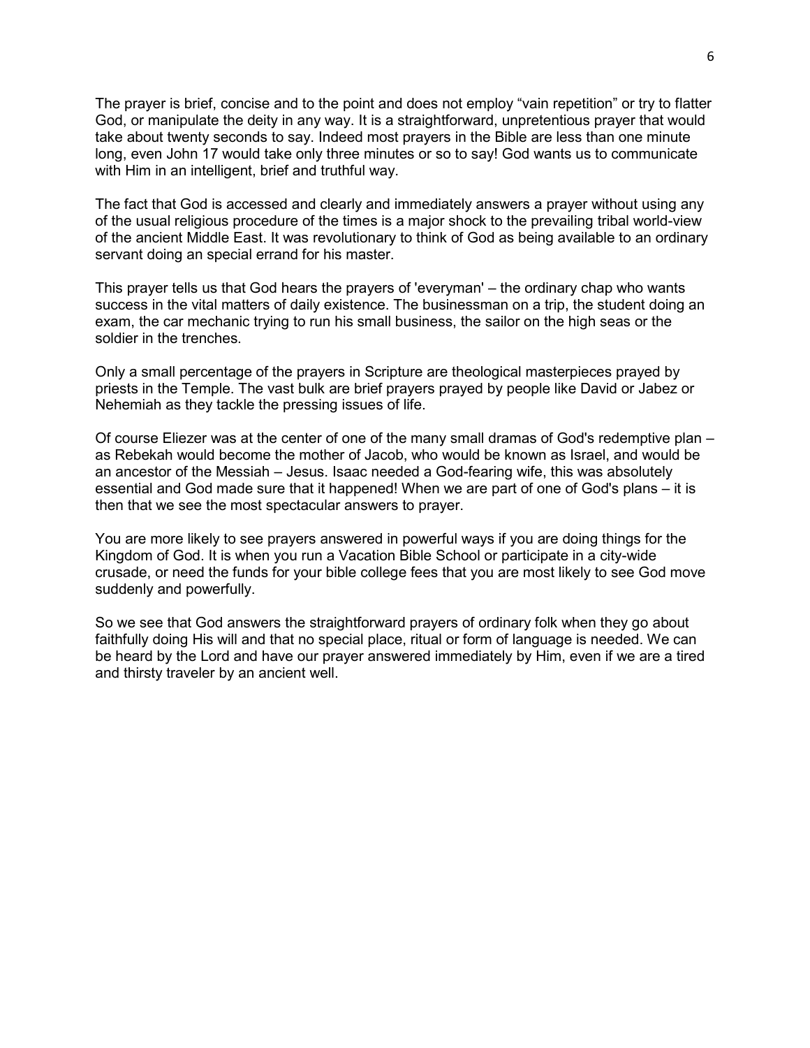The prayer is brief, concise and to the point and does not employ "vain repetition" or try to flatter God, or manipulate the deity in any way. It is a straightforward, unpretentious prayer that would take about twenty seconds to say. Indeed most prayers in the Bible are less than one minute long, even John 17 would take only three minutes or so to say! God wants us to communicate with Him in an intelligent, brief and truthful way.

The fact that God is accessed and clearly and immediately answers a prayer without using any of the usual religious procedure of the times is a major shock to the prevailing tribal world-view of the ancient Middle East. It was revolutionary to think of God as being available to an ordinary servant doing an special errand for his master.

This prayer tells us that God hears the prayers of 'everyman' – the ordinary chap who wants success in the vital matters of daily existence. The businessman on a trip, the student doing an exam, the car mechanic trying to run his small business, the sailor on the high seas or the soldier in the trenches.

Only a small percentage of the prayers in Scripture are theological masterpieces prayed by priests in the Temple. The vast bulk are brief prayers prayed by people like David or Jabez or Nehemiah as they tackle the pressing issues of life.

Of course Eliezer was at the center of one of the many small dramas of God's redemptive plan – as Rebekah would become the mother of Jacob, who would be known as Israel, and would be an ancestor of the Messiah – Jesus. Isaac needed a God-fearing wife, this was absolutely essential and God made sure that it happened! When we are part of one of God's plans – it is then that we see the most spectacular answers to prayer.

You are more likely to see prayers answered in powerful ways if you are doing things for the Kingdom of God. It is when you run a Vacation Bible School or participate in a city-wide crusade, or need the funds for your bible college fees that you are most likely to see God move suddenly and powerfully.

So we see that God answers the straightforward prayers of ordinary folk when they go about faithfully doing His will and that no special place, ritual or form of language is needed. We can be heard by the Lord and have our prayer answered immediately by Him, even if we are a tired and thirsty traveler by an ancient well.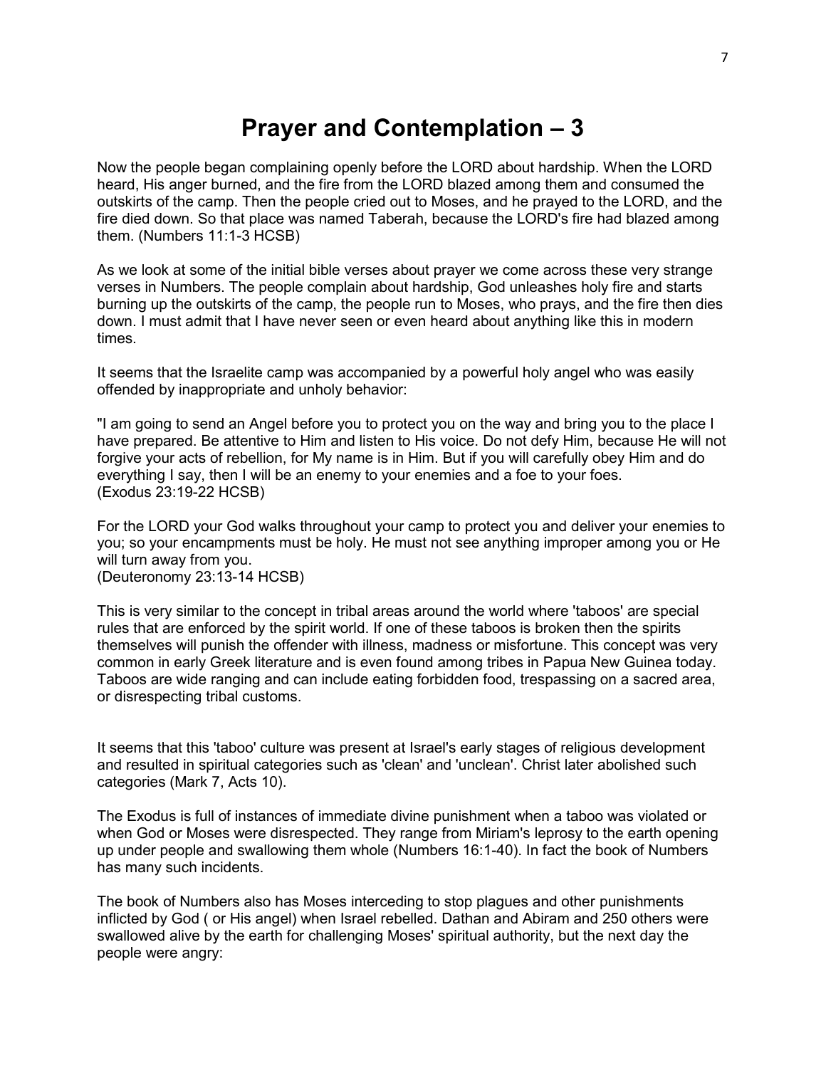# Prayer and Contemplation – 3

Now the people began complaining openly before the LORD about hardship. When the LORD heard, His anger burned, and the fire from the LORD blazed among them and consumed the outskirts of the camp. Then the people cried out to Moses, and he prayed to the LORD, and the fire died down. So that place was named Taberah, because the LORD's fire had blazed among them. (Numbers 11:1-3 HCSB)

As we look at some of the initial bible verses about prayer we come across these very strange verses in Numbers. The people complain about hardship, God unleashes holy fire and starts burning up the outskirts of the camp, the people run to Moses, who prays, and the fire then dies down. I must admit that I have never seen or even heard about anything like this in modern times.

It seems that the Israelite camp was accompanied by a powerful holy angel who was easily offended by inappropriate and unholy behavior:

"I am going to send an Angel before you to protect you on the way and bring you to the place I have prepared. Be attentive to Him and listen to His voice. Do not defy Him, because He will not forgive your acts of rebellion, for My name is in Him. But if you will carefully obey Him and do everything I say, then I will be an enemy to your enemies and a foe to your foes.
(Exodus 23:19-22 HCSB)

For the LORD your God walks throughout your camp to protect you and deliver your enemies to you; so your encampments must be holy. He must not see anything improper among you or He will turn away from you.
(Deuteronomy 23:13-14 HCSB)

This is very similar to the concept in tribal areas around the world where 'taboos' are special rules that are enforced by the spirit world. If one of these taboos is broken then the spirits themselves will punish the offender with illness, madness or misfortune. This concept was very common in early Greek literature and is even found among tribes in Papua New Guinea today. Taboos are wide ranging and can include eating forbidden food, trespassing on a sacred area, or disrespecting tribal customs.

It seems that this 'taboo' culture was present at Israel's early stages of religious development and resulted in spiritual categories such as 'clean' and 'unclean'. Christ later abolished such categories (Mark 7, Acts 10).

The Exodus is full of instances of immediate divine punishment when a taboo was violated or when God or Moses were disrespected. They range from Miriam's leprosy to the earth opening up under people and swallowing them whole (Numbers 16:1-40). In fact the book of Numbers has many such incidents.

The book of Numbers also has Moses interceding to stop plagues and other punishments inflicted by God ( or His angel) when Israel rebelled. Dathan and Abiram and 250 others were swallowed alive by the earth for challenging Moses' spiritual authority, but the next day the people were angry: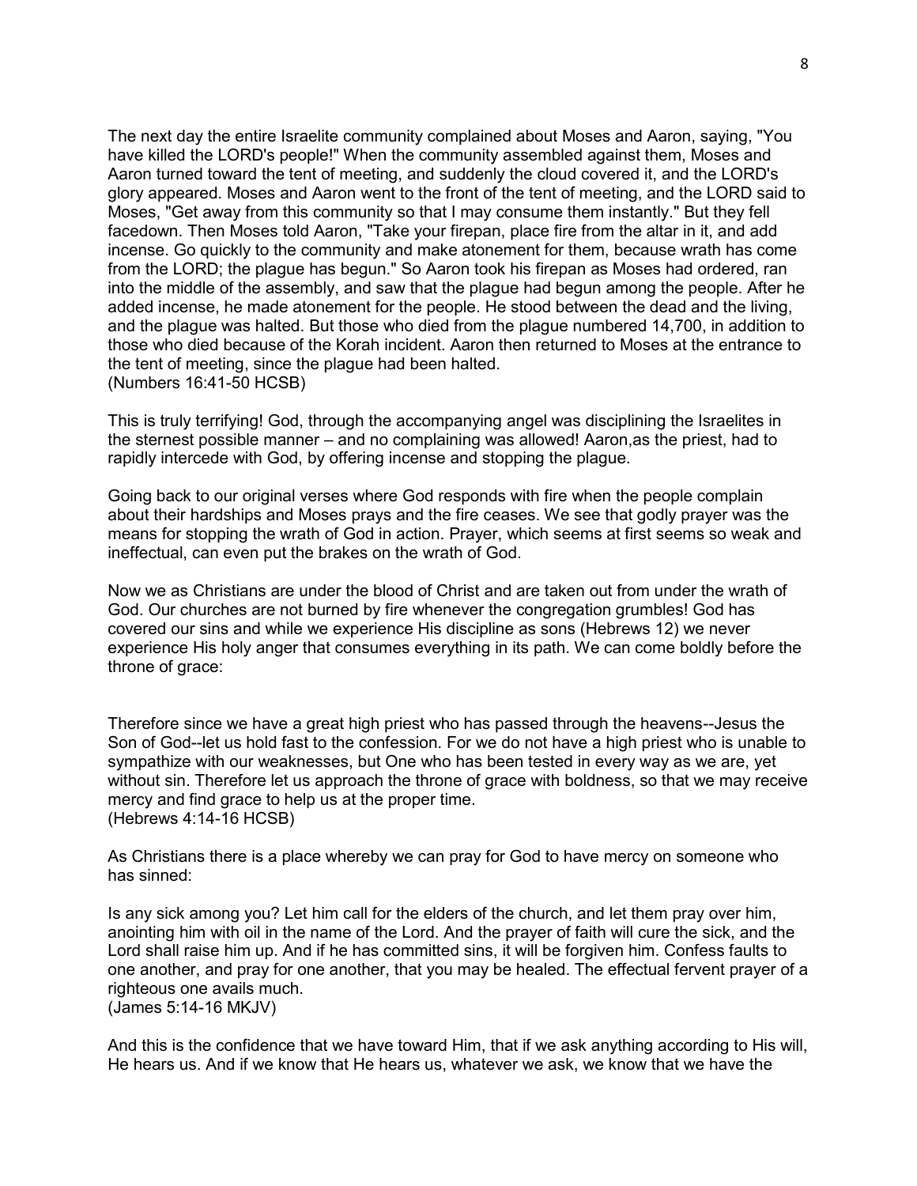The next day the entire Israelite community complained about Moses and Aaron, saying, "You have killed the LORD's people!" When the community assembled against them, Moses and Aaron turned toward the tent of meeting, and suddenly the cloud covered it, and the LORD's glory appeared. Moses and Aaron went to the front of the tent of meeting, and the LORD said to Moses, "Get away from this community so that I may consume them instantly." But they fell facedown. Then Moses told Aaron, "Take your firepan, place fire from the altar in it, and add incense. Go quickly to the community and make atonement for them, because wrath has come from the LORD; the plague has begun." So Aaron took his firepan as Moses had ordered, ran into the middle of the assembly, and saw that the plague had begun among the people. After he added incense, he made atonement for the people. He stood between the dead and the living, and the plague was halted. But those who died from the plague numbered 14,700, in addition to those who died because of the Korah incident. Aaron then returned to Moses at the entrance to the tent of meeting, since the plague had been halted.
(Numbers 16:41-50 HCSB)

This is truly terrifying! God, through the accompanying angel was disciplining the Israelites in the sternest possible manner – and no complaining was allowed! Aaron,as the priest, had to rapidly intercede with God, by offering incense and stopping the plague.

Going back to our original verses where God responds with fire when the people complain about their hardships and Moses prays and the fire ceases. We see that godly prayer was the means for stopping the wrath of God in action. Prayer, which seems at first seems so weak and ineffectual, can even put the brakes on the wrath of God.

Now we as Christians are under the blood of Christ and are taken out from under the wrath of God. Our churches are not burned by fire whenever the congregation grumbles! God has covered our sins and while we experience His discipline as sons (Hebrews 12) we never experience His holy anger that consumes everything in its path. We can come boldly before the throne of grace:

Therefore since we have a great high priest who has passed through the heavens--Jesus the Son of God--let us hold fast to the confession. For we do not have a high priest who is unable to sympathize with our weaknesses, but One who has been tested in every way as we are, yet without sin. Therefore let us approach the throne of grace with boldness, so that we may receive mercy and find grace to help us at the proper time.
(Hebrews 4:14-16 HCSB)

As Christians there is a place whereby we can pray for God to have mercy on someone who has sinned:

Is any sick among you? Let him call for the elders of the church, and let them pray over him, anointing him with oil in the name of the Lord. And the prayer of faith will cure the sick, and the Lord shall raise him up. And if he has committed sins, it will be forgiven him. Confess faults to one another, and pray for one another, that you may be healed. The effectual fervent prayer of a righteous one avails much.
(James 5:14-16 MKJV)

And this is the confidence that we have toward Him, that if we ask anything according to His will, He hears us. And if we know that He hears us, whatever we ask, we know that we have the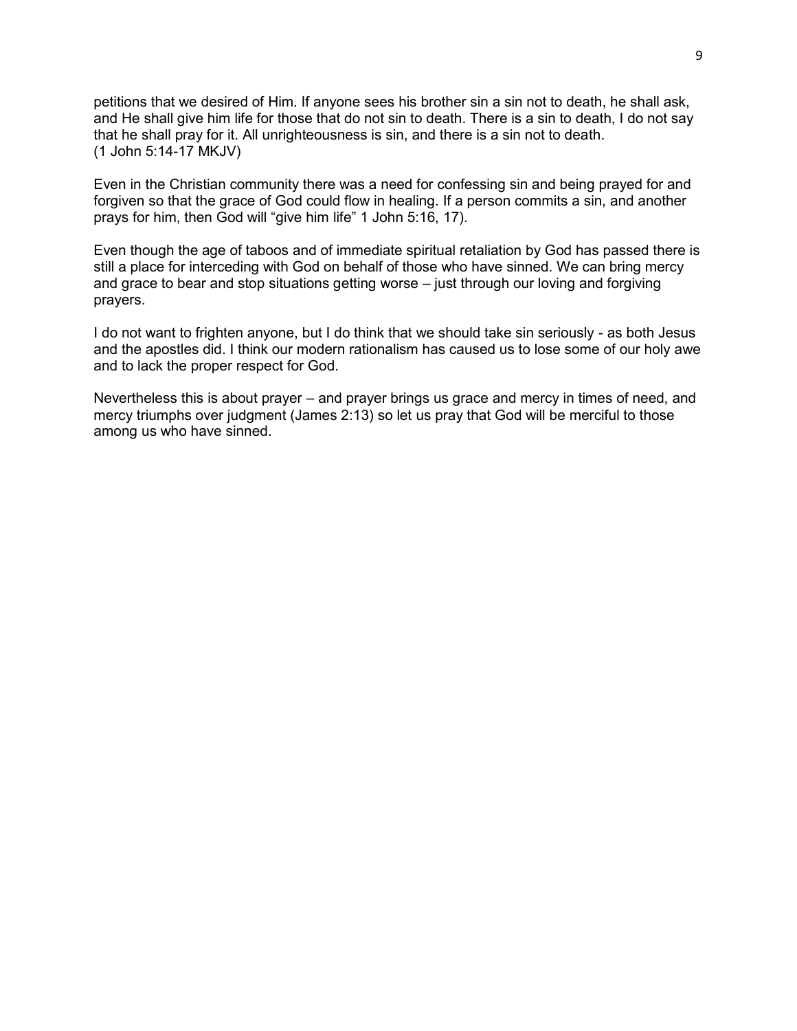petitions that we desired of Him. If anyone sees his brother sin a sin not to death, he shall ask, and He shall give him life for those that do not sin to death. There is a sin to death, I do not say that he shall pray for it. All unrighteousness is sin, and there is a sin not to death.
(1 John 5:14-17 MKJV)

Even in the Christian community there was a need for confessing sin and being prayed for and forgiven so that the grace of God could flow in healing. If a person commits a sin, and another prays for him, then God will "give him life" 1 John 5:16, 17).

Even though the age of taboos and of immediate spiritual retaliation by God has passed there is still a place for interceding with God on behalf of those who have sinned. We can bring mercy and grace to bear and stop situations getting worse – just through our loving and forgiving prayers.

I do not want to frighten anyone, but I do think that we should take sin seriously - as both Jesus and the apostles did. I think our modern rationalism has caused us to lose some of our holy awe and to lack the proper respect for God.

Nevertheless this is about prayer – and prayer brings us grace and mercy in times of need, and mercy triumphs over judgment (James 2:13) so let us pray that God will be merciful to those among us who have sinned.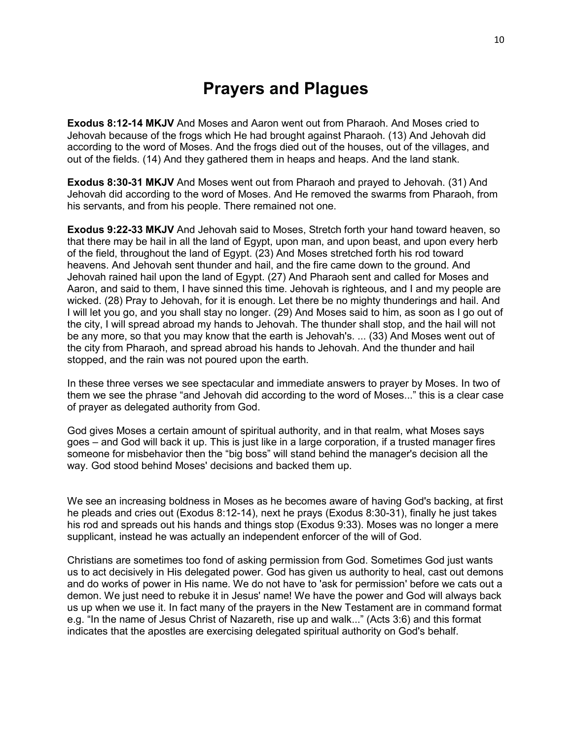# Prayers and Plagues

**Exodus 8:12-14 MKJV** And Moses and Aaron went out from Pharaoh. And Moses cried to Jehovah because of the frogs which He had brought against Pharaoh. (13) And Jehovah did according to the word of Moses. And the frogs died out of the houses, out of the villages, and out of the fields. (14) And they gathered them in heaps and heaps. And the land stank.

**Exodus 8:30-31 MKJV** And Moses went out from Pharaoh and prayed to Jehovah. (31) And Jehovah did according to the word of Moses. And He removed the swarms from Pharaoh, from his servants, and from his people. There remained not one.

**Exodus 9:22-33 MKJV** And Jehovah said to Moses, Stretch forth your hand toward heaven, so that there may be hail in all the land of Egypt, upon man, and upon beast, and upon every herb of the field, throughout the land of Egypt. (23) And Moses stretched forth his rod toward heavens. And Jehovah sent thunder and hail, and the fire came down to the ground. And Jehovah rained hail upon the land of Egypt. (27) And Pharaoh sent and called for Moses and Aaron, and said to them, I have sinned this time. Jehovah is righteous, and I and my people are wicked. (28) Pray to Jehovah, for it is enough. Let there be no mighty thunderings and hail. And I will let you go, and you shall stay no longer. (29) And Moses said to him, as soon as I go out of the city, I will spread abroad my hands to Jehovah. The thunder shall stop, and the hail will not be any more, so that you may know that the earth is Jehovah's. ... (33) And Moses went out of the city from Pharaoh, and spread abroad his hands to Jehovah. And the thunder and hail stopped, and the rain was not poured upon the earth.

In these three verses we see spectacular and immediate answers to prayer by Moses. In two of them we see the phrase "and Jehovah did according to the word of Moses..." this is a clear case of prayer as delegated authority from God.

God gives Moses a certain amount of spiritual authority, and in that realm, what Moses says goes – and God will back it up. This is just like in a large corporation, if a trusted manager fires someone for misbehavior then the "big boss" will stand behind the manager's decision all the way. God stood behind Moses' decisions and backed them up.

We see an increasing boldness in Moses as he becomes aware of having God's backing, at first he pleads and cries out (Exodus 8:12-14), next he prays (Exodus 8:30-31), finally he just takes his rod and spreads out his hands and things stop (Exodus 9:33). Moses was no longer a mere supplicant, instead he was actually an independent enforcer of the will of God.

Christians are sometimes too fond of asking permission from God. Sometimes God just wants us to act decisively in His delegated power. God has given us authority to heal, cast out demons and do works of power in His name. We do not have to 'ask for permission' before we cats out a demon. We just need to rebuke it in Jesus' name! We have the power and God will always back us up when we use it. In fact many of the prayers in the New Testament are in command format e.g. "In the name of Jesus Christ of Nazareth, rise up and walk..." (Acts 3:6) and this format indicates that the apostles are exercising delegated spiritual authority on God's behalf.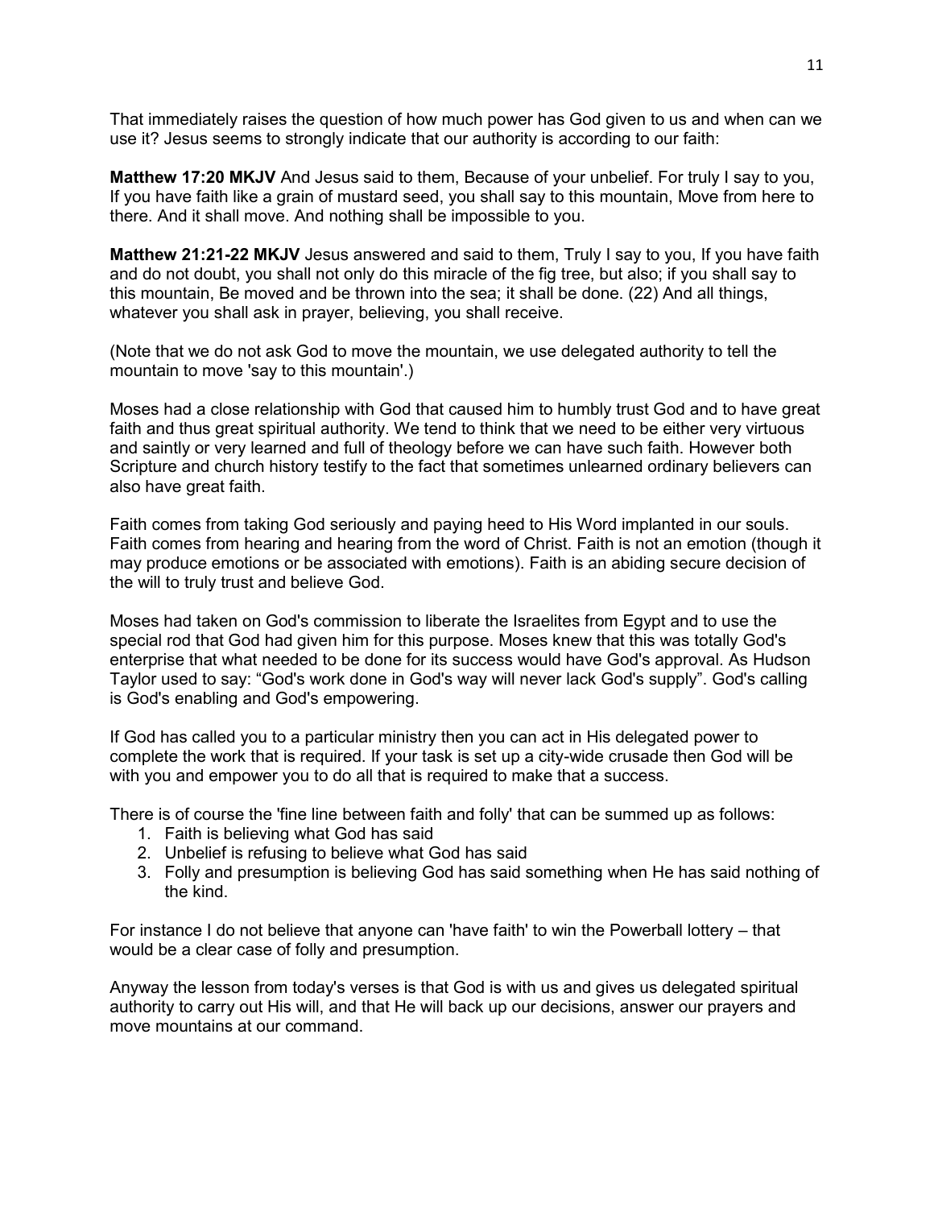That immediately raises the question of how much power has God given to us and when can we use it? Jesus seems to strongly indicate that our authority is according to our faith:

**Matthew 17:20 MKJV** And Jesus said to them, Because of your unbelief. For truly I say to you, If you have faith like a grain of mustard seed, you shall say to this mountain, Move from here to there. And it shall move. And nothing shall be impossible to you.

**Matthew 21:21-22 MKJV** Jesus answered and said to them, Truly I say to you, If you have faith and do not doubt, you shall not only do this miracle of the fig tree, but also; if you shall say to this mountain, Be moved and be thrown into the sea; it shall be done. (22) And all things, whatever you shall ask in prayer, believing, you shall receive.

(Note that we do not ask God to move the mountain, we use delegated authority to tell the mountain to move 'say to this mountain'.)

Moses had a close relationship with God that caused him to humbly trust God and to have great faith and thus great spiritual authority. We tend to think that we need to be either very virtuous and saintly or very learned and full of theology before we can have such faith. However both Scripture and church history testify to the fact that sometimes unlearned ordinary believers can also have great faith.

Faith comes from taking God seriously and paying heed to His Word implanted in our souls. Faith comes from hearing and hearing from the word of Christ. Faith is not an emotion (though it may produce emotions or be associated with emotions). Faith is an abiding secure decision of the will to truly trust and believe God.

Moses had taken on God's commission to liberate the Israelites from Egypt and to use the special rod that God had given him for this purpose. Moses knew that this was totally God's enterprise that what needed to be done for its success would have God's approval. As Hudson Taylor used to say: "God's work done in God's way will never lack God's supply". God's calling is God's enabling and God's empowering.

If God has called you to a particular ministry then you can act in His delegated power to complete the work that is required. If your task is set up a city-wide crusade then God will be with you and empower you to do all that is required to make that a success.

There is of course the 'fine line between faith and folly' that can be summed up as follows:

1. Faith is believing what God has said
2. Unbelief is refusing to believe what God has said
3. Folly and presumption is believing God has said something when He has said nothing of the kind.

For instance I do not believe that anyone can 'have faith' to win the Powerball lottery – that would be a clear case of folly and presumption.

Anyway the lesson from today's verses is that God is with us and gives us delegated spiritual authority to carry out His will, and that He will back up our decisions, answer our prayers and move mountains at our command.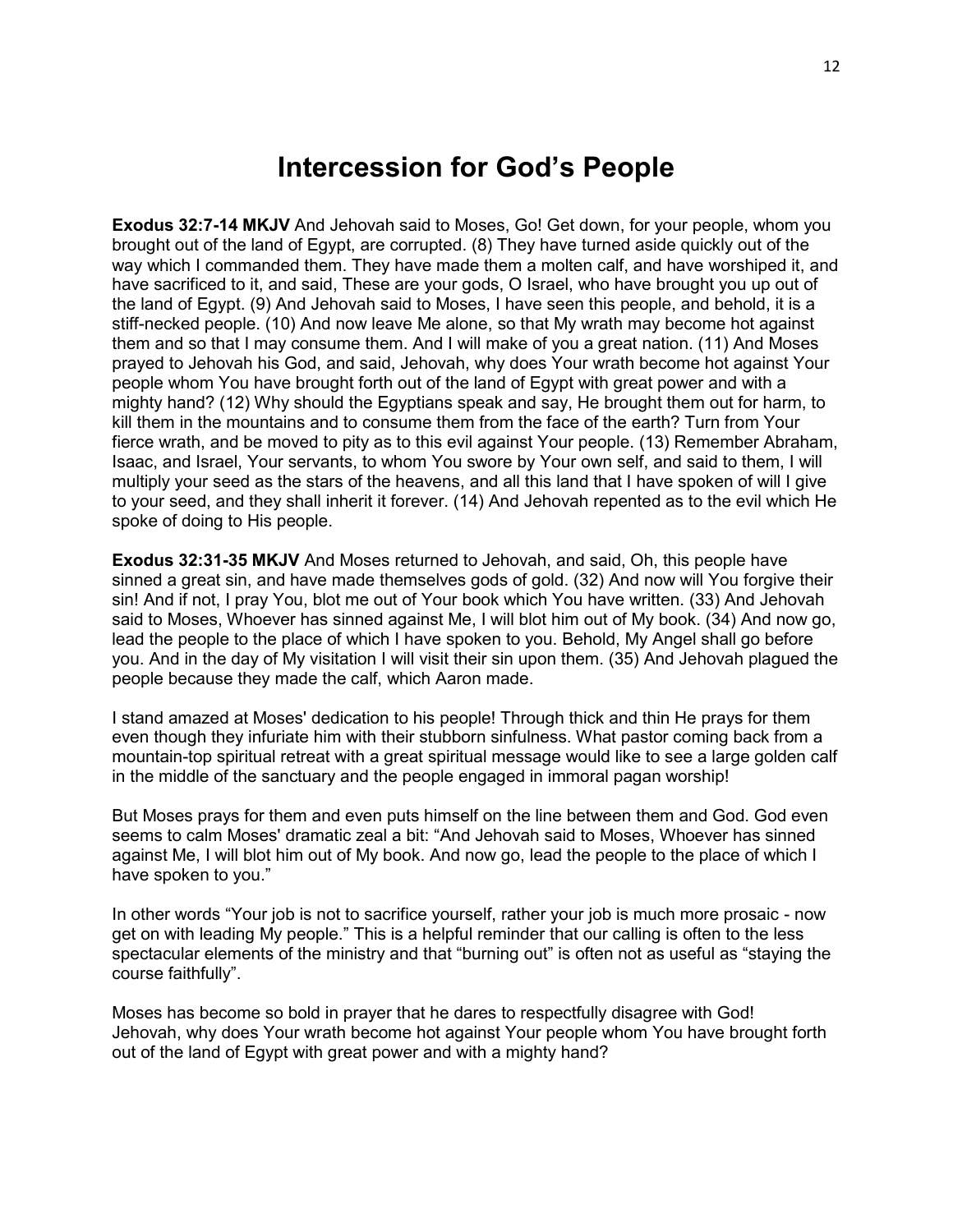# Intercession for God's People

**Exodus 32:7-14 MKJV** And Jehovah said to Moses, Go! Get down, for your people, whom you brought out of the land of Egypt, are corrupted. (8) They have turned aside quickly out of the way which I commanded them. They have made them a molten calf, and have worshiped it, and have sacrificed to it, and said, These are your gods, O Israel, who have brought you up out of the land of Egypt. (9) And Jehovah said to Moses, I have seen this people, and behold, it is a stiff-necked people. (10) And now leave Me alone, so that My wrath may become hot against them and so that I may consume them. And I will make of you a great nation. (11) And Moses prayed to Jehovah his God, and said, Jehovah, why does Your wrath become hot against Your people whom You have brought forth out of the land of Egypt with great power and with a mighty hand? (12) Why should the Egyptians speak and say, He brought them out for harm, to kill them in the mountains and to consume them from the face of the earth? Turn from Your fierce wrath, and be moved to pity as to this evil against Your people. (13) Remember Abraham, Isaac, and Israel, Your servants, to whom You swore by Your own self, and said to them, I will multiply your seed as the stars of the heavens, and all this land that I have spoken of will I give to your seed, and they shall inherit it forever. (14) And Jehovah repented as to the evil which He spoke of doing to His people.

**Exodus 32:31-35 MKJV** And Moses returned to Jehovah, and said, Oh, this people have sinned a great sin, and have made themselves gods of gold. (32) And now will You forgive their sin! And if not, I pray You, blot me out of Your book which You have written. (33) And Jehovah said to Moses, Whoever has sinned against Me, I will blot him out of My book. (34) And now go, lead the people to the place of which I have spoken to you. Behold, My Angel shall go before you. And in the day of My visitation I will visit their sin upon them. (35) And Jehovah plagued the people because they made the calf, which Aaron made.

I stand amazed at Moses' dedication to his people! Through thick and thin He prays for them even though they infuriate him with their stubborn sinfulness. What pastor coming back from a mountain-top spiritual retreat with a great spiritual message would like to see a large golden calf in the middle of the sanctuary and the people engaged in immoral pagan worship!

But Moses prays for them and even puts himself on the line between them and God. God even seems to calm Moses' dramatic zeal a bit: "And Jehovah said to Moses, Whoever has sinned against Me, I will blot him out of My book. And now go, lead the people to the place of which I have spoken to you."

In other words "Your job is not to sacrifice yourself, rather your job is much more prosaic - now get on with leading My people." This is a helpful reminder that our calling is often to the less spectacular elements of the ministry and that "burning out" is often not as useful as "staying the course faithfully".

Moses has become so bold in prayer that he dares to respectfully disagree with God! Jehovah, why does Your wrath become hot against Your people whom You have brought forth out of the land of Egypt with great power and with a mighty hand?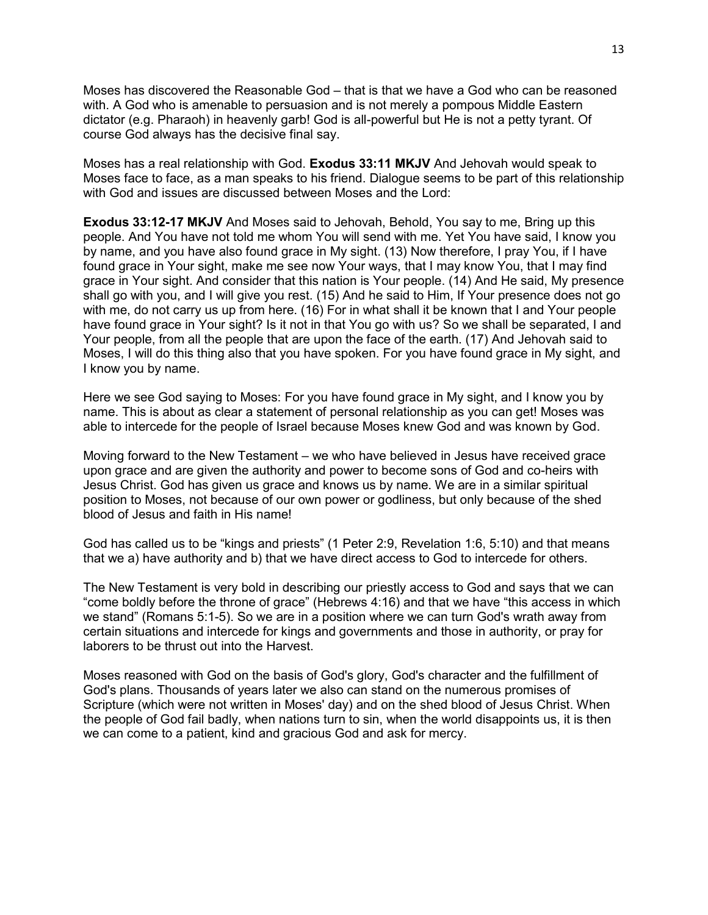Moses has discovered the Reasonable God – that is that we have a God who can be reasoned with. A God who is amenable to persuasion and is not merely a pompous Middle Eastern dictator (e.g. Pharaoh) in heavenly garb! God is all-powerful but He is not a petty tyrant. Of course God always has the decisive final say.

Moses has a real relationship with God. **Exodus 33:11 MKJV** And Jehovah would speak to Moses face to face, as a man speaks to his friend. Dialogue seems to be part of this relationship with God and issues are discussed between Moses and the Lord:

**Exodus 33:12-17 MKJV** And Moses said to Jehovah, Behold, You say to me, Bring up this people. And You have not told me whom You will send with me. Yet You have said, I know you by name, and you have also found grace in My sight. (13) Now therefore, I pray You, if I have found grace in Your sight, make me see now Your ways, that I may know You, that I may find grace in Your sight. And consider that this nation is Your people. (14) And He said, My presence shall go with you, and I will give you rest. (15) And he said to Him, If Your presence does not go with me, do not carry us up from here. (16) For in what shall it be known that I and Your people have found grace in Your sight? Is it not in that You go with us? So we shall be separated, I and Your people, from all the people that are upon the face of the earth. (17) And Jehovah said to Moses, I will do this thing also that you have spoken. For you have found grace in My sight, and I know you by name.

Here we see God saying to Moses: For you have found grace in My sight, and I know you by name. This is about as clear a statement of personal relationship as you can get! Moses was able to intercede for the people of Israel because Moses knew God and was known by God.

Moving forward to the New Testament – we who have believed in Jesus have received grace upon grace and are given the authority and power to become sons of God and co-heirs with Jesus Christ. God has given us grace and knows us by name. We are in a similar spiritual position to Moses, not because of our own power or godliness, but only because of the shed blood of Jesus and faith in His name!

God has called us to be "kings and priests" (1 Peter 2:9, Revelation 1:6, 5:10) and that means that we a) have authority and b) that we have direct access to God to intercede for others.

The New Testament is very bold in describing our priestly access to God and says that we can "come boldly before the throne of grace" (Hebrews 4:16) and that we have "this access in which we stand" (Romans 5:1-5). So we are in a position where we can turn God's wrath away from certain situations and intercede for kings and governments and those in authority, or pray for laborers to be thrust out into the Harvest.

Moses reasoned with God on the basis of God's glory, God's character and the fulfillment of God's plans. Thousands of years later we also can stand on the numerous promises of Scripture (which were not written in Moses' day) and on the shed blood of Jesus Christ. When the people of God fail badly, when nations turn to sin, when the world disappoints us, it is then we can come to a patient, kind and gracious God and ask for mercy.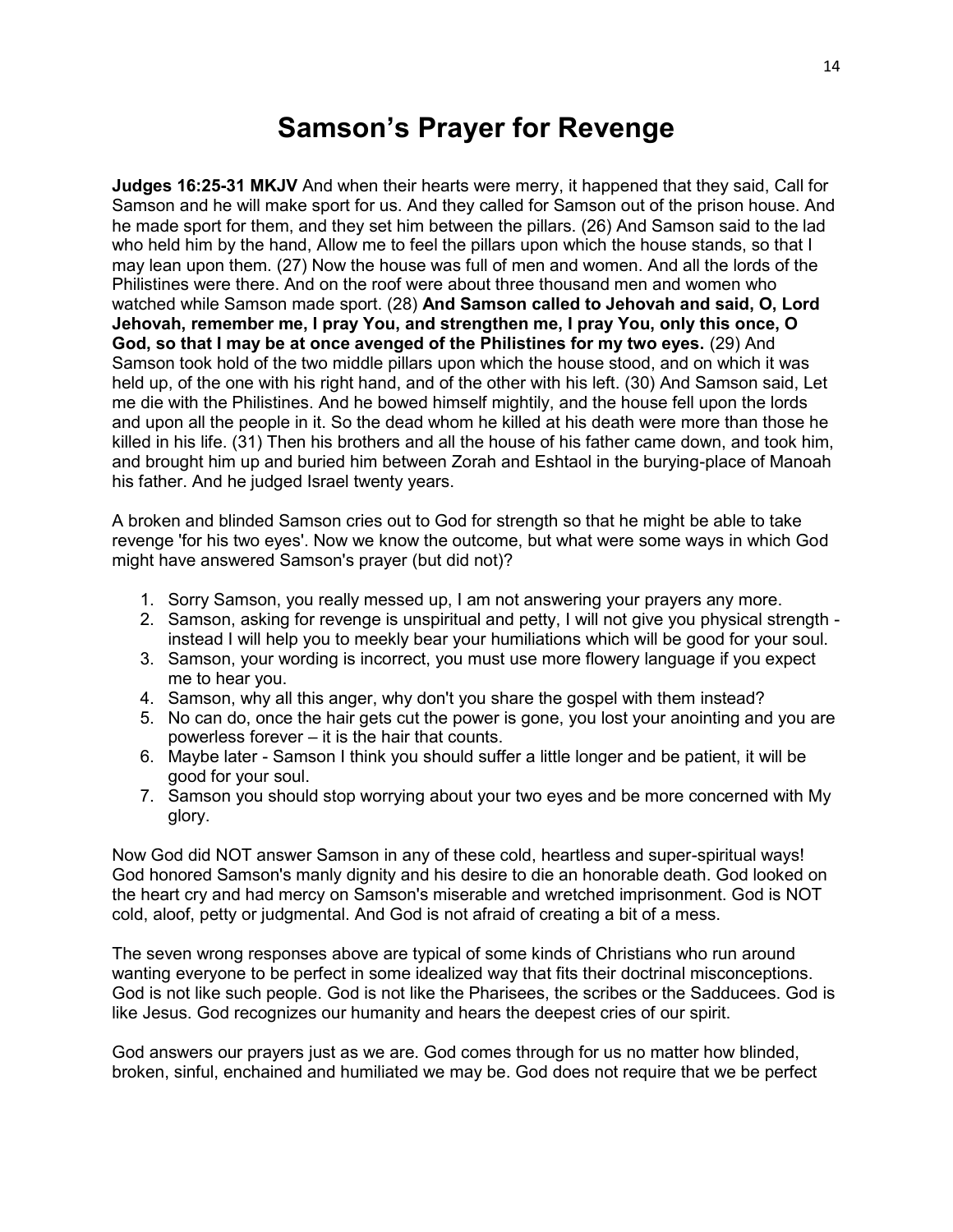# Samson's Prayer for Revenge

**Judges 16:25-31 MKJV** And when their hearts were merry, it happened that they said, Call for Samson and he will make sport for us. And they called for Samson out of the prison house. And he made sport for them, and they set him between the pillars. (26) And Samson said to the lad who held him by the hand, Allow me to feel the pillars upon which the house stands, so that I may lean upon them. (27) Now the house was full of men and women. And all the lords of the Philistines were there. And on the roof were about three thousand men and women who watched while Samson made sport. (28) **And Samson called to Jehovah and said, O, Lord Jehovah, remember me, I pray You, and strengthen me, I pray You, only this once, O God, so that I may be at once avenged of the Philistines for my two eyes.** (29) And Samson took hold of the two middle pillars upon which the house stood, and on which it was held up, of the one with his right hand, and of the other with his left. (30) And Samson said, Let me die with the Philistines. And he bowed himself mightily, and the house fell upon the lords and upon all the people in it. So the dead whom he killed at his death were more than those he killed in his life. (31) Then his brothers and all the house of his father came down, and took him, and brought him up and buried him between Zorah and Eshtaol in the burying-place of Manoah his father. And he judged Israel twenty years.

A broken and blinded Samson cries out to God for strength so that he might be able to take revenge 'for his two eyes'. Now we know the outcome, but what were some ways in which God might have answered Samson's prayer (but did not)?

1. Sorry Samson, you really messed up, I am not answering your prayers any more.
2. Samson, asking for revenge is unspiritual and petty, I will not give you physical strength - instead I will help you to meekly bear your humiliations which will be good for your soul.
3. Samson, your wording is incorrect, you must use more flowery language if you expect me to hear you.
4. Samson, why all this anger, why don't you share the gospel with them instead?
5. No can do, once the hair gets cut the power is gone, you lost your anointing and you are powerless forever – it is the hair that counts.
6. Maybe later - Samson I think you should suffer a little longer and be patient, it will be good for your soul.
7. Samson you should stop worrying about your two eyes and be more concerned with My glory.

Now God did NOT answer Samson in any of these cold, heartless and super-spiritual ways! God honored Samson's manly dignity and his desire to die an honorable death. God looked on the heart cry and had mercy on Samson's miserable and wretched imprisonment. God is NOT cold, aloof, petty or judgmental. And God is not afraid of creating a bit of a mess.

The seven wrong responses above are typical of some kinds of Christians who run around wanting everyone to be perfect in some idealized way that fits their doctrinal misconceptions. God is not like such people. God is not like the Pharisees, the scribes or the Sadducees. God is like Jesus. God recognizes our humanity and hears the deepest cries of our spirit.

God answers our prayers just as we are. God comes through for us no matter how blinded, broken, sinful, enchained and humiliated we may be. God does not require that we be perfect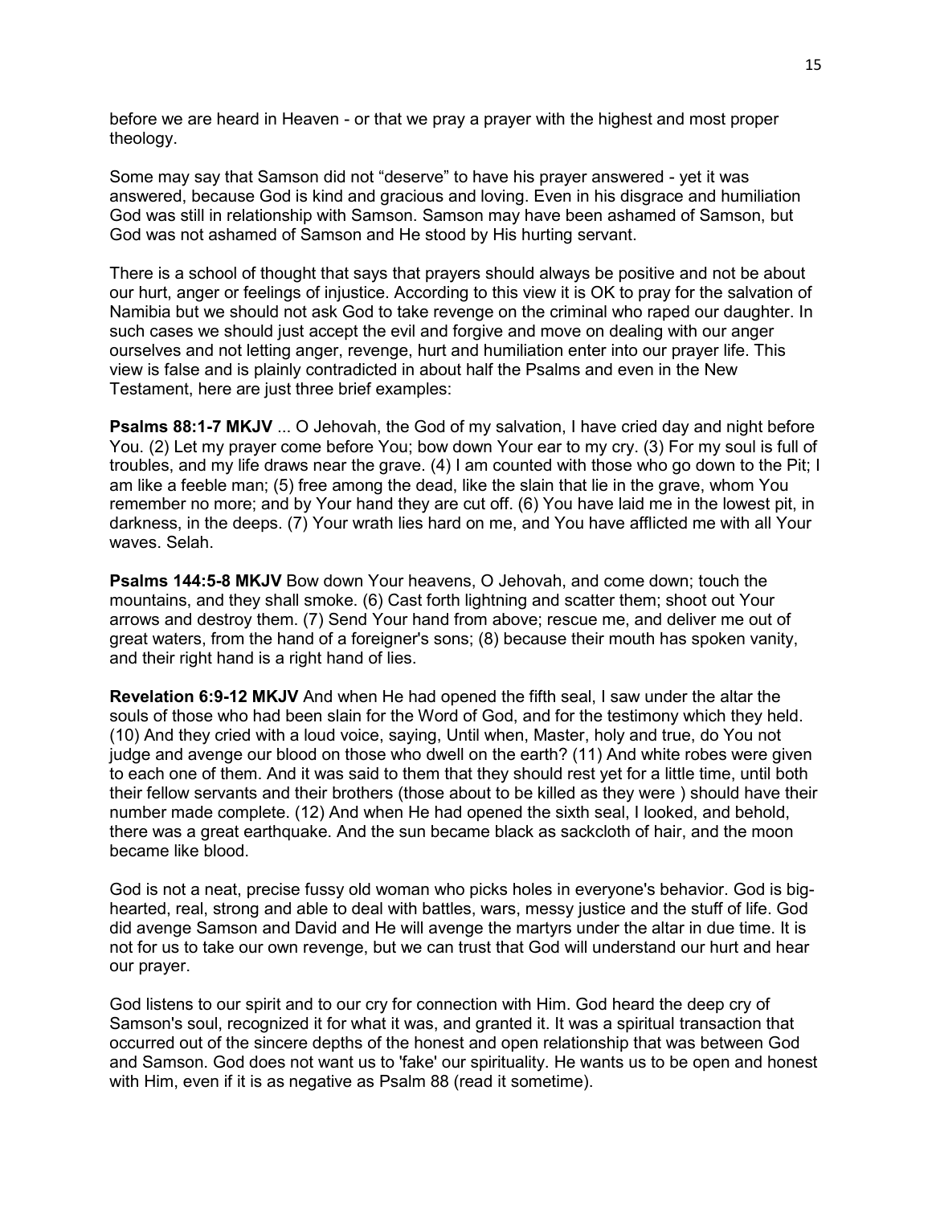before we are heard in Heaven - or that we pray a prayer with the highest and most proper theology.

Some may say that Samson did not “deserve” to have his prayer answered - yet it was answered, because God is kind and gracious and loving. Even in his disgrace and humiliation God was still in relationship with Samson. Samson may have been ashamed of Samson, but God was not ashamed of Samson and He stood by His hurting servant.

There is a school of thought that says that prayers should always be positive and not be about our hurt, anger or feelings of injustice. According to this view it is OK to pray for the salvation of Namibia but we should not ask God to take revenge on the criminal who raped our daughter. In such cases we should just accept the evil and forgive and move on dealing with our anger ourselves and not letting anger, revenge, hurt and humiliation enter into our prayer life. This view is false and is plainly contradicted in about half the Psalms and even in the New Testament, here are just three brief examples:

**Psalms 88:1-7 MKJV** ... O Jehovah, the God of my salvation, I have cried day and night before You. (2) Let my prayer come before You; bow down Your ear to my cry. (3) For my soul is full of troubles, and my life draws near the grave. (4) I am counted with those who go down to the Pit; I am like a feeble man; (5) free among the dead, like the slain that lie in the grave, whom You remember no more; and by Your hand they are cut off. (6) You have laid me in the lowest pit, in darkness, in the deeps. (7) Your wrath lies hard on me, and You have afflicted me with all Your waves. Selah.

**Psalms 144:5-8 MKJV** Bow down Your heavens, O Jehovah, and come down; touch the mountains, and they shall smoke. (6) Cast forth lightning and scatter them; shoot out Your arrows and destroy them. (7) Send Your hand from above; rescue me, and deliver me out of great waters, from the hand of a foreigner's sons; (8) because their mouth has spoken vanity, and their right hand is a right hand of lies.

**Revelation 6:9-12 MKJV** And when He had opened the fifth seal, I saw under the altar the souls of those who had been slain for the Word of God, and for the testimony which they held. (10) And they cried with a loud voice, saying, Until when, Master, holy and true, do You not judge and avenge our blood on those who dwell on the earth? (11) And white robes were given to each one of them. And it was said to them that they should rest yet for a little time, until both their fellow servants and their brothers (those about to be killed as they were ) should have their number made complete. (12) And when He had opened the sixth seal, I looked, and behold, there was a great earthquake. And the sun became black as sackcloth of hair, and the moon became like blood.

God is not a neat, precise fussy old woman who picks holes in everyone's behavior. God is big-hearted, real, strong and able to deal with battles, wars, messy justice and the stuff of life. God did avenge Samson and David and He will avenge the martyrs under the altar in due time. It is not for us to take our own revenge, but we can trust that God will understand our hurt and hear our prayer.

God listens to our spirit and to our cry for connection with Him. God heard the deep cry of Samson's soul, recognized it for what it was, and granted it. It was a spiritual transaction that occurred out of the sincere depths of the honest and open relationship that was between God and Samson. God does not want us to 'fake' our spirituality. He wants us to be open and honest with Him, even if it is as negative as Psalm 88 (read it sometime).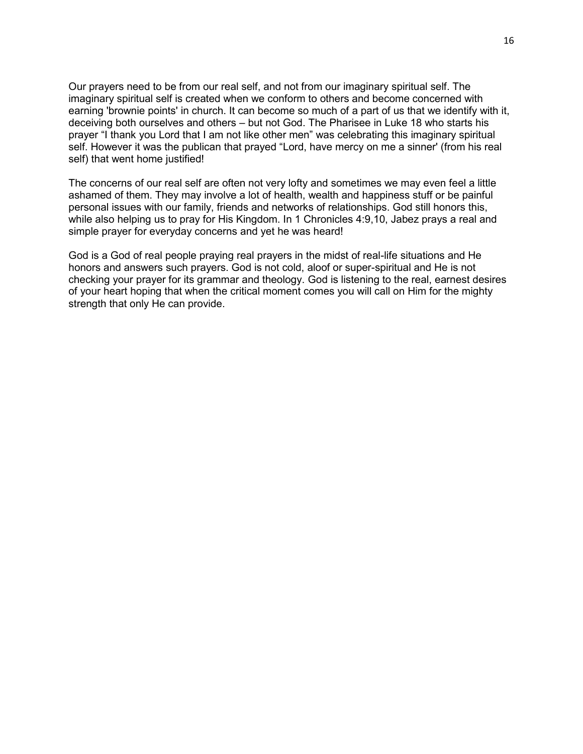Our prayers need to be from our real self, and not from our imaginary spiritual self. The imaginary spiritual self is created when we conform to others and become concerned with earning 'brownie points' in church. It can become so much of a part of us that we identify with it, deceiving both ourselves and others – but not God. The Pharisee in Luke 18 who starts his prayer "I thank you Lord that I am not like other men" was celebrating this imaginary spiritual self. However it was the publican that prayed "Lord, have mercy on me a sinner' (from his real self) that went home justified!

The concerns of our real self are often not very lofty and sometimes we may even feel a little ashamed of them. They may involve a lot of health, wealth and happiness stuff or be painful personal issues with our family, friends and networks of relationships. God still honors this, while also helping us to pray for His Kingdom. In 1 Chronicles 4:9,10, Jabez prays a real and simple prayer for everyday concerns and yet he was heard!

God is a God of real people praying real prayers in the midst of real-life situations and He honors and answers such prayers. God is not cold, aloof or super-spiritual and He is not checking your prayer for its grammar and theology. God is listening to the real, earnest desires of your heart hoping that when the critical moment comes you will call on Him for the mighty strength that only He can provide.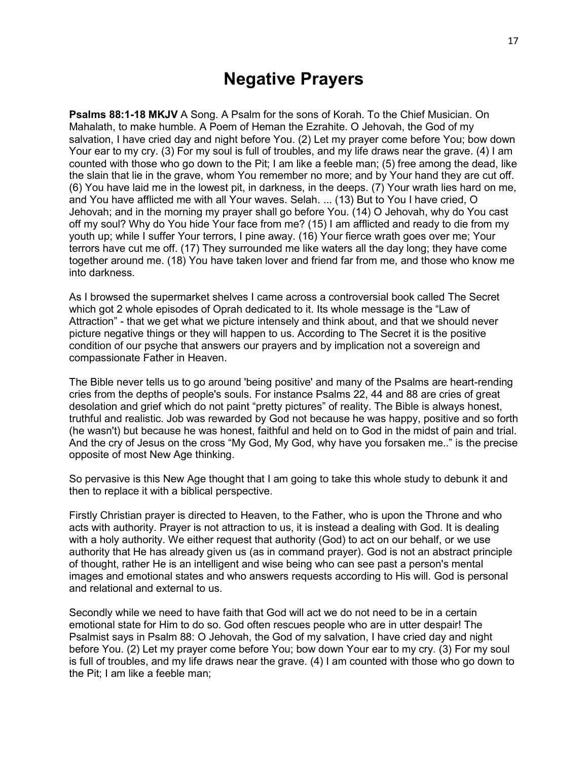# Negative Prayers

**Psalms 88:1-18 MKJV** A Song. A Psalm for the sons of Korah. To the Chief Musician. On Mahalath, to make humble. A Poem of Heman the Ezrahite. O Jehovah, the God of my salvation, I have cried day and night before You. (2) Let my prayer come before You; bow down Your ear to my cry. (3) For my soul is full of troubles, and my life draws near the grave. (4) I am counted with those who go down to the Pit; I am like a feeble man; (5) free among the dead, like the slain that lie in the grave, whom You remember no more; and by Your hand they are cut off. (6) You have laid me in the lowest pit, in darkness, in the deeps. (7) Your wrath lies hard on me, and You have afflicted me with all Your waves. Selah. ... (13) But to You I have cried, O Jehovah; and in the morning my prayer shall go before You. (14) O Jehovah, why do You cast off my soul? Why do You hide Your face from me? (15) I am afflicted and ready to die from my youth up; while I suffer Your terrors, I pine away. (16) Your fierce wrath goes over me; Your terrors have cut me off. (17) They surrounded me like waters all the day long; they have come together around me. (18) You have taken lover and friend far from me, and those who know me into darkness.

As I browsed the supermarket shelves I came across a controversial book called The Secret which got 2 whole episodes of Oprah dedicated to it. Its whole message is the "Law of Attraction" - that we get what we picture intensely and think about, and that we should never picture negative things or they will happen to us. According to The Secret it is the positive condition of our psyche that answers our prayers and by implication not a sovereign and compassionate Father in Heaven.

The Bible never tells us to go around 'being positive' and many of the Psalms are heart-rending cries from the depths of people's souls. For instance Psalms 22, 44 and 88 are cries of great desolation and grief which do not paint "pretty pictures" of reality. The Bible is always honest, truthful and realistic. Job was rewarded by God not because he was happy, positive and so forth (he wasn't) but because he was honest, faithful and held on to God in the midst of pain and trial. And the cry of Jesus on the cross "My God, My God, why have you forsaken me.." is the precise opposite of most New Age thinking.

So pervasive is this New Age thought that I am going to take this whole study to debunk it and then to replace it with a biblical perspective.

Firstly Christian prayer is directed to Heaven, to the Father, who is upon the Throne and who acts with authority. Prayer is not attraction to us, it is instead a dealing with God. It is dealing with a holy authority. We either request that authority (God) to act on our behalf, or we use authority that He has already given us (as in command prayer). God is not an abstract principle of thought, rather He is an intelligent and wise being who can see past a person's mental images and emotional states and who answers requests according to His will. God is personal and relational and external to us.

Secondly while we need to have faith that God will act we do not need to be in a certain emotional state for Him to do so. God often rescues people who are in utter despair! The Psalmist says in Psalm 88: O Jehovah, the God of my salvation, I have cried day and night before You. (2) Let my prayer come before You; bow down Your ear to my cry. (3) For my soul is full of troubles, and my life draws near the grave. (4) I am counted with those who go down to the Pit; I am like a feeble man;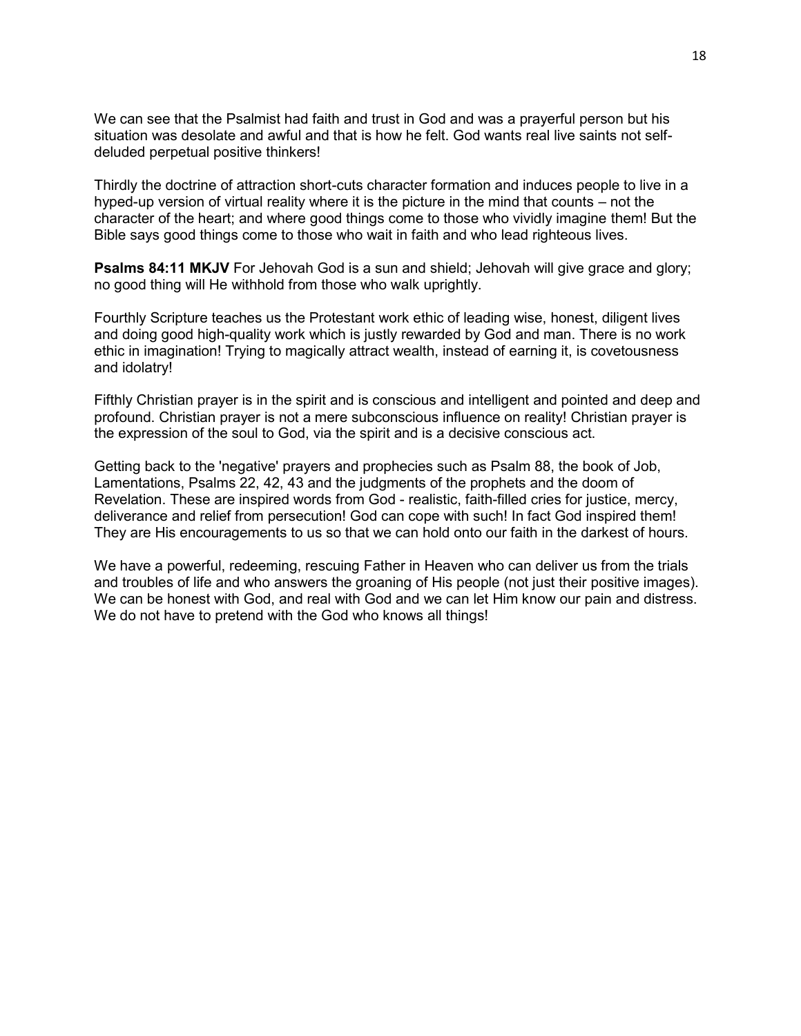We can see that the Psalmist had faith and trust in God and was a prayerful person but his situation was desolate and awful and that is how he felt. God wants real live saints not self-deluded perpetual positive thinkers!

Thirdly the doctrine of attraction short-cuts character formation and induces people to live in a hyped-up version of virtual reality where it is the picture in the mind that counts – not the character of the heart; and where good things come to those who vividly imagine them! But the Bible says good things come to those who wait in faith and who lead righteous lives.

**Psalms 84:11 MKJV** For Jehovah God is a sun and shield; Jehovah will give grace and glory; no good thing will He withhold from those who walk uprightly.

Fourthly Scripture teaches us the Protestant work ethic of leading wise, honest, diligent lives and doing good high-quality work which is justly rewarded by God and man. There is no work ethic in imagination! Trying to magically attract wealth, instead of earning it, is covetousness and idolatry!

Fifthly Christian prayer is in the spirit and is conscious and intelligent and pointed and deep and profound. Christian prayer is not a mere subconscious influence on reality! Christian prayer is the expression of the soul to God, via the spirit and is a decisive conscious act.

Getting back to the 'negative' prayers and prophecies such as Psalm 88, the book of Job, Lamentations, Psalms 22, 42, 43 and the judgments of the prophets and the doom of Revelation. These are inspired words from God - realistic, faith-filled cries for justice, mercy, deliverance and relief from persecution! God can cope with such! In fact God inspired them! They are His encouragements to us so that we can hold onto our faith in the darkest of hours.

We have a powerful, redeeming, rescuing Father in Heaven who can deliver us from the trials and troubles of life and who answers the groaning of His people (not just their positive images). We can be honest with God, and real with God and we can let Him know our pain and distress. We do not have to pretend with the God who knows all things!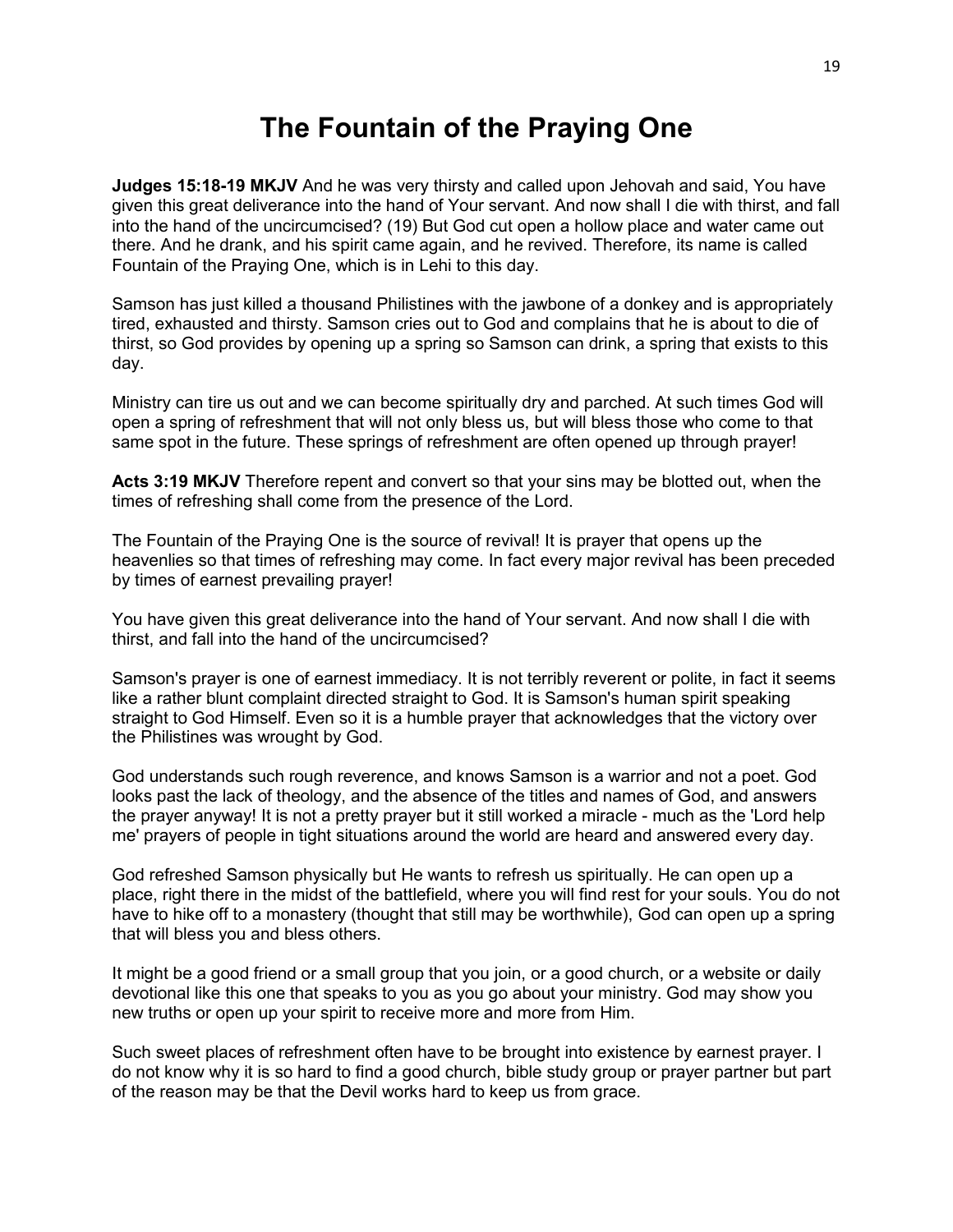# The Fountain of the Praying One

**Judges 15:18-19 MKJV** And he was very thirsty and called upon Jehovah and said, You have given this great deliverance into the hand of Your servant. And now shall I die with thirst, and fall into the hand of the uncircumcised? (19) But God cut open a hollow place and water came out there. And he drank, and his spirit came again, and he revived. Therefore, its name is called Fountain of the Praying One, which is in Lehi to this day.

Samson has just killed a thousand Philistines with the jawbone of a donkey and is appropriately tired, exhausted and thirsty. Samson cries out to God and complains that he is about to die of thirst, so God provides by opening up a spring so Samson can drink, a spring that exists to this day.

Ministry can tire us out and we can become spiritually dry and parched. At such times God will open a spring of refreshment that will not only bless us, but will bless those who come to that same spot in the future. These springs of refreshment are often opened up through prayer!

**Acts 3:19 MKJV** Therefore repent and convert so that your sins may be blotted out, when the times of refreshing shall come from the presence of the Lord.

The Fountain of the Praying One is the source of revival! It is prayer that opens up the heavenlies so that times of refreshing may come. In fact every major revival has been preceded by times of earnest prevailing prayer!

You have given this great deliverance into the hand of Your servant. And now shall I die with thirst, and fall into the hand of the uncircumcised?

Samson's prayer is one of earnest immediacy. It is not terribly reverent or polite, in fact it seems like a rather blunt complaint directed straight to God. It is Samson's human spirit speaking straight to God Himself. Even so it is a humble prayer that acknowledges that the victory over the Philistines was wrought by God.

God understands such rough reverence, and knows Samson is a warrior and not a poet. God looks past the lack of theology, and the absence of the titles and names of God, and answers the prayer anyway! It is not a pretty prayer but it still worked a miracle - much as the 'Lord help me' prayers of people in tight situations around the world are heard and answered every day.

God refreshed Samson physically but He wants to refresh us spiritually. He can open up a place, right there in the midst of the battlefield, where you will find rest for your souls. You do not have to hike off to a monastery (thought that still may be worthwhile), God can open up a spring that will bless you and bless others.

It might be a good friend or a small group that you join, or a good church, or a website or daily devotional like this one that speaks to you as you go about your ministry. God may show you new truths or open up your spirit to receive more and more from Him.

Such sweet places of refreshment often have to be brought into existence by earnest prayer. I do not know why it is so hard to find a good church, bible study group or prayer partner but part of the reason may be that the Devil works hard to keep us from grace.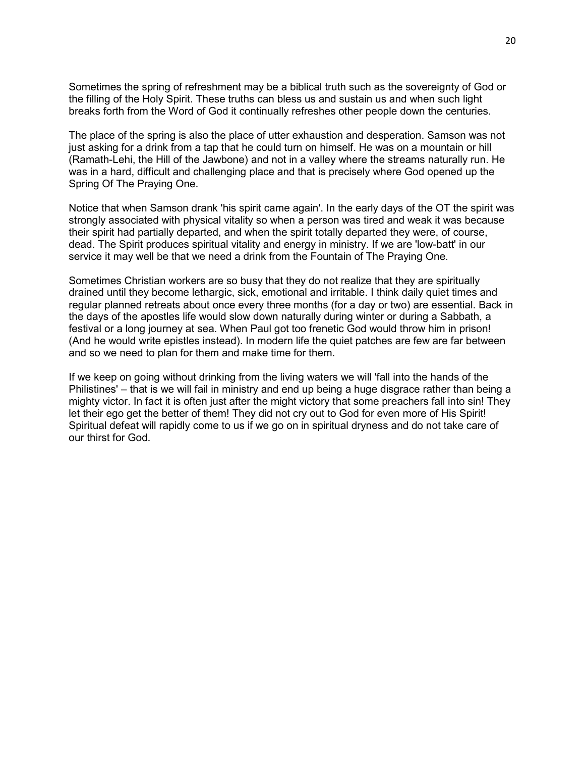Sometimes the spring of refreshment may be a biblical truth such as the sovereignty of God or the filling of the Holy Spirit. These truths can bless us and sustain us and when such light breaks forth from the Word of God it continually refreshes other people down the centuries.

The place of the spring is also the place of utter exhaustion and desperation. Samson was not just asking for a drink from a tap that he could turn on himself. He was on a mountain or hill (Ramath-Lehi, the Hill of the Jawbone) and not in a valley where the streams naturally run. He was in a hard, difficult and challenging place and that is precisely where God opened up the Spring Of The Praying One.

Notice that when Samson drank 'his spirit came again'. In the early days of the OT the spirit was strongly associated with physical vitality so when a person was tired and weak it was because their spirit had partially departed, and when the spirit totally departed they were, of course, dead. The Spirit produces spiritual vitality and energy in ministry. If we are 'low-batt' in our service it may well be that we need a drink from the Fountain of The Praying One.

Sometimes Christian workers are so busy that they do not realize that they are spiritually drained until they become lethargic, sick, emotional and irritable. I think daily quiet times and regular planned retreats about once every three months (for a day or two) are essential. Back in the days of the apostles life would slow down naturally during winter or during a Sabbath, a festival or a long journey at sea. When Paul got too frenetic God would throw him in prison! (And he would write epistles instead). In modern life the quiet patches are few are far between and so we need to plan for them and make time for them.

If we keep on going without drinking from the living waters we will 'fall into the hands of the Philistines' – that is we will fail in ministry and end up being a huge disgrace rather than being a mighty victor. In fact it is often just after the might victory that some preachers fall into sin! They let their ego get the better of them! They did not cry out to God for even more of His Spirit! Spiritual defeat will rapidly come to us if we go on in spiritual dryness and do not take care of our thirst for God.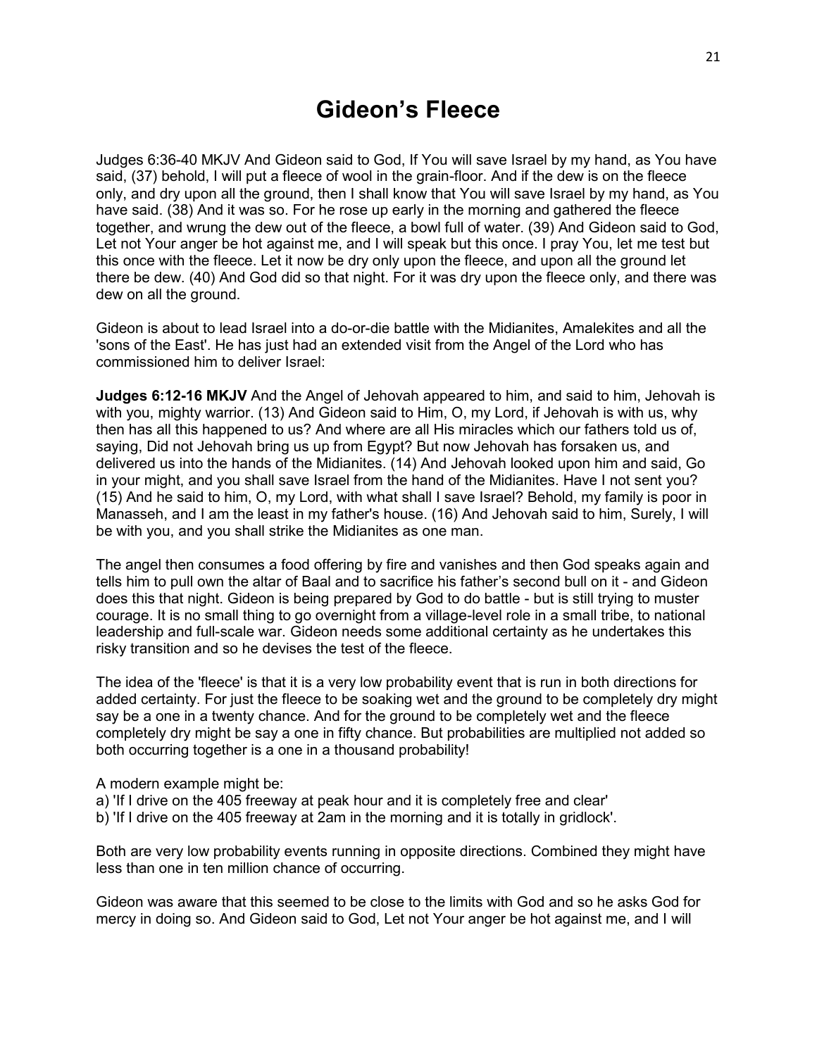# Gideon's Fleece

Judges 6:36-40 MKJV And Gideon said to God, If You will save Israel by my hand, as You have said, (37) behold, I will put a fleece of wool in the grain-floor. And if the dew is on the fleece only, and dry upon all the ground, then I shall know that You will save Israel by my hand, as You have said. (38) And it was so. For he rose up early in the morning and gathered the fleece together, and wrung the dew out of the fleece, a bowl full of water. (39) And Gideon said to God, Let not Your anger be hot against me, and I will speak but this once. I pray You, let me test but this once with the fleece. Let it now be dry only upon the fleece, and upon all the ground let there be dew. (40) And God did so that night. For it was dry upon the fleece only, and there was dew on all the ground.

Gideon is about to lead Israel into a do-or-die battle with the Midianites, Amalekites and all the 'sons of the East'. He has just had an extended visit from the Angel of the Lord who has commissioned him to deliver Israel:

**Judges 6:12-16 MKJV** And the Angel of Jehovah appeared to him, and said to him, Jehovah is with you, mighty warrior. (13) And Gideon said to Him, O, my Lord, if Jehovah is with us, why then has all this happened to us? And where are all His miracles which our fathers told us of, saying, Did not Jehovah bring us up from Egypt? But now Jehovah has forsaken us, and delivered us into the hands of the Midianites. (14) And Jehovah looked upon him and said, Go in your might, and you shall save Israel from the hand of the Midianites. Have I not sent you? (15) And he said to him, O, my Lord, with what shall I save Israel? Behold, my family is poor in Manasseh, and I am the least in my father's house. (16) And Jehovah said to him, Surely, I will be with you, and you shall strike the Midianites as one man.

The angel then consumes a food offering by fire and vanishes and then God speaks again and tells him to pull own the altar of Baal and to sacrifice his father's second bull on it - and Gideon does this that night. Gideon is being prepared by God to do battle - but is still trying to muster courage. It is no small thing to go overnight from a village-level role in a small tribe, to national leadership and full-scale war. Gideon needs some additional certainty as he undertakes this risky transition and so he devises the test of the fleece.

The idea of the 'fleece' is that it is a very low probability event that is run in both directions for added certainty. For just the fleece to be soaking wet and the ground to be completely dry might say be a one in a twenty chance. And for the ground to be completely wet and the fleece completely dry might be say a one in fifty chance. But probabilities are multiplied not added so both occurring together is a one in a thousand probability!

A modern example might be:
a) 'If I drive on the 405 freeway at peak hour and it is completely free and clear'
b) 'If I drive on the 405 freeway at 2am in the morning and it is totally in gridlock'.

Both are very low probability events running in opposite directions. Combined they might have less than one in ten million chance of occurring.

Gideon was aware that this seemed to be close to the limits with God and so he asks God for mercy in doing so. And Gideon said to God, Let not Your anger be hot against me, and I will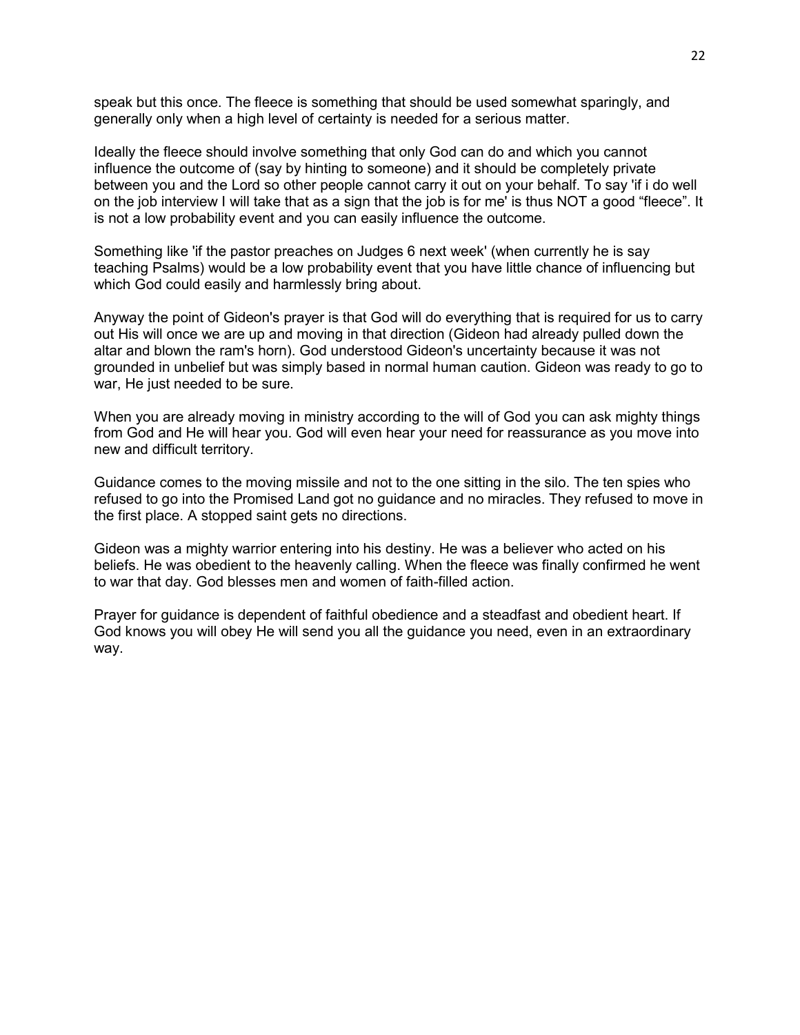speak but this once. The fleece is something that should be used somewhat sparingly, and generally only when a high level of certainty is needed for a serious matter.

Ideally the fleece should involve something that only God can do and which you cannot influence the outcome of (say by hinting to someone) and it should be completely private between you and the Lord so other people cannot carry it out on your behalf. To say 'if i do well on the job interview I will take that as a sign that the job is for me' is thus NOT a good “fleece”. It is not a low probability event and you can easily influence the outcome.

Something like 'if the pastor preaches on Judges 6 next week' (when currently he is say teaching Psalms) would be a low probability event that you have little chance of influencing but which God could easily and harmlessly bring about.

Anyway the point of Gideon's prayer is that God will do everything that is required for us to carry out His will once we are up and moving in that direction (Gideon had already pulled down the altar and blown the ram's horn). God understood Gideon's uncertainty because it was not grounded in unbelief but was simply based in normal human caution. Gideon was ready to go to war, He just needed to be sure.

When you are already moving in ministry according to the will of God you can ask mighty things from God and He will hear you. God will even hear your need for reassurance as you move into new and difficult territory.

Guidance comes to the moving missile and not to the one sitting in the silo. The ten spies who refused to go into the Promised Land got no guidance and no miracles. They refused to move in the first place. A stopped saint gets no directions.

Gideon was a mighty warrior entering into his destiny. He was a believer who acted on his beliefs. He was obedient to the heavenly calling. When the fleece was finally confirmed he went to war that day. God blesses men and women of faith-filled action.

Prayer for guidance is dependent of faithful obedience and a steadfast and obedient heart. If God knows you will obey He will send you all the guidance you need, even in an extraordinary way.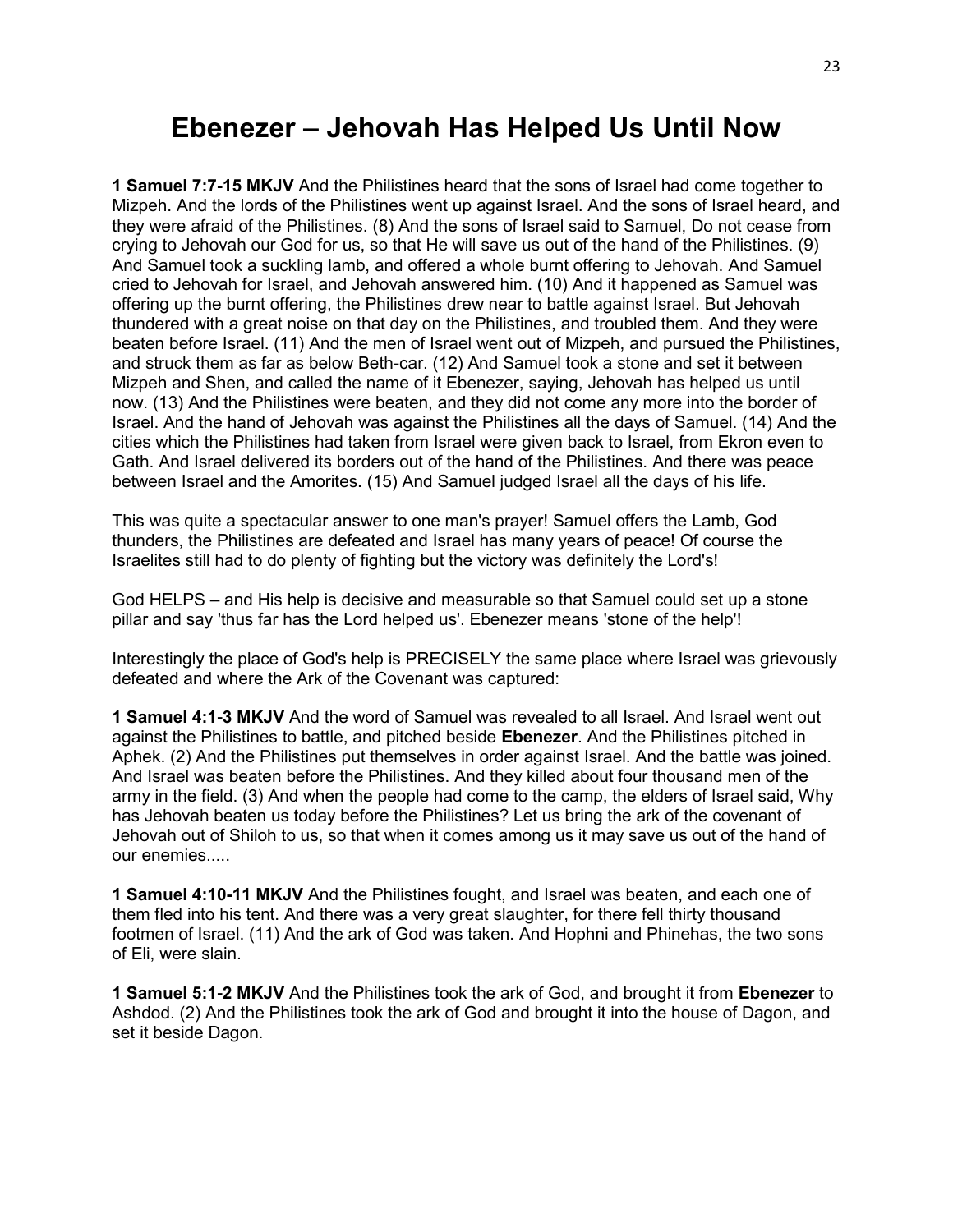# Ebenezer – Jehovah Has Helped Us Until Now

**1 Samuel 7:7-15 MKJV** And the Philistines heard that the sons of Israel had come together to Mizpeh. And the lords of the Philistines went up against Israel. And the sons of Israel heard, and they were afraid of the Philistines. (8) And the sons of Israel said to Samuel, Do not cease from crying to Jehovah our God for us, so that He will save us out of the hand of the Philistines. (9) And Samuel took a suckling lamb, and offered a whole burnt offering to Jehovah. And Samuel cried to Jehovah for Israel, and Jehovah answered him. (10) And it happened as Samuel was offering up the burnt offering, the Philistines drew near to battle against Israel. But Jehovah thundered with a great noise on that day on the Philistines, and troubled them. And they were beaten before Israel. (11) And the men of Israel went out of Mizpeh, and pursued the Philistines, and struck them as far as below Beth-car. (12) And Samuel took a stone and set it between Mizpeh and Shen, and called the name of it Ebenezer, saying, Jehovah has helped us until now. (13) And the Philistines were beaten, and they did not come any more into the border of Israel. And the hand of Jehovah was against the Philistines all the days of Samuel. (14) And the cities which the Philistines had taken from Israel were given back to Israel, from Ekron even to Gath. And Israel delivered its borders out of the hand of the Philistines. And there was peace between Israel and the Amorites. (15) And Samuel judged Israel all the days of his life.

This was quite a spectacular answer to one man's prayer! Samuel offers the Lamb, God thunders, the Philistines are defeated and Israel has many years of peace! Of course the Israelites still had to do plenty of fighting but the victory was definitely the Lord's!

God HELPS – and His help is decisive and measurable so that Samuel could set up a stone pillar and say 'thus far has the Lord helped us'. Ebenezer means 'stone of the help'!

Interestingly the place of God's help is PRECISELY the same place where Israel was grievously defeated and where the Ark of the Covenant was captured:

**1 Samuel 4:1-3 MKJV** And the word of Samuel was revealed to all Israel. And Israel went out against the Philistines to battle, and pitched beside **Ebenezer**. And the Philistines pitched in Aphek. (2) And the Philistines put themselves in order against Israel. And the battle was joined. And Israel was beaten before the Philistines. And they killed about four thousand men of the army in the field. (3) And when the people had come to the camp, the elders of Israel said, Why has Jehovah beaten us today before the Philistines? Let us bring the ark of the covenant of Jehovah out of Shiloh to us, so that when it comes among us it may save us out of the hand of our enemies.....

**1 Samuel 4:10-11 MKJV** And the Philistines fought, and Israel was beaten, and each one of them fled into his tent. And there was a very great slaughter, for there fell thirty thousand footmen of Israel. (11) And the ark of God was taken. And Hophni and Phinehas, the two sons of Eli, were slain.

**1 Samuel 5:1-2 MKJV** And the Philistines took the ark of God, and brought it from **Ebenezer** to Ashdod. (2) And the Philistines took the ark of God and brought it into the house of Dagon, and set it beside Dagon.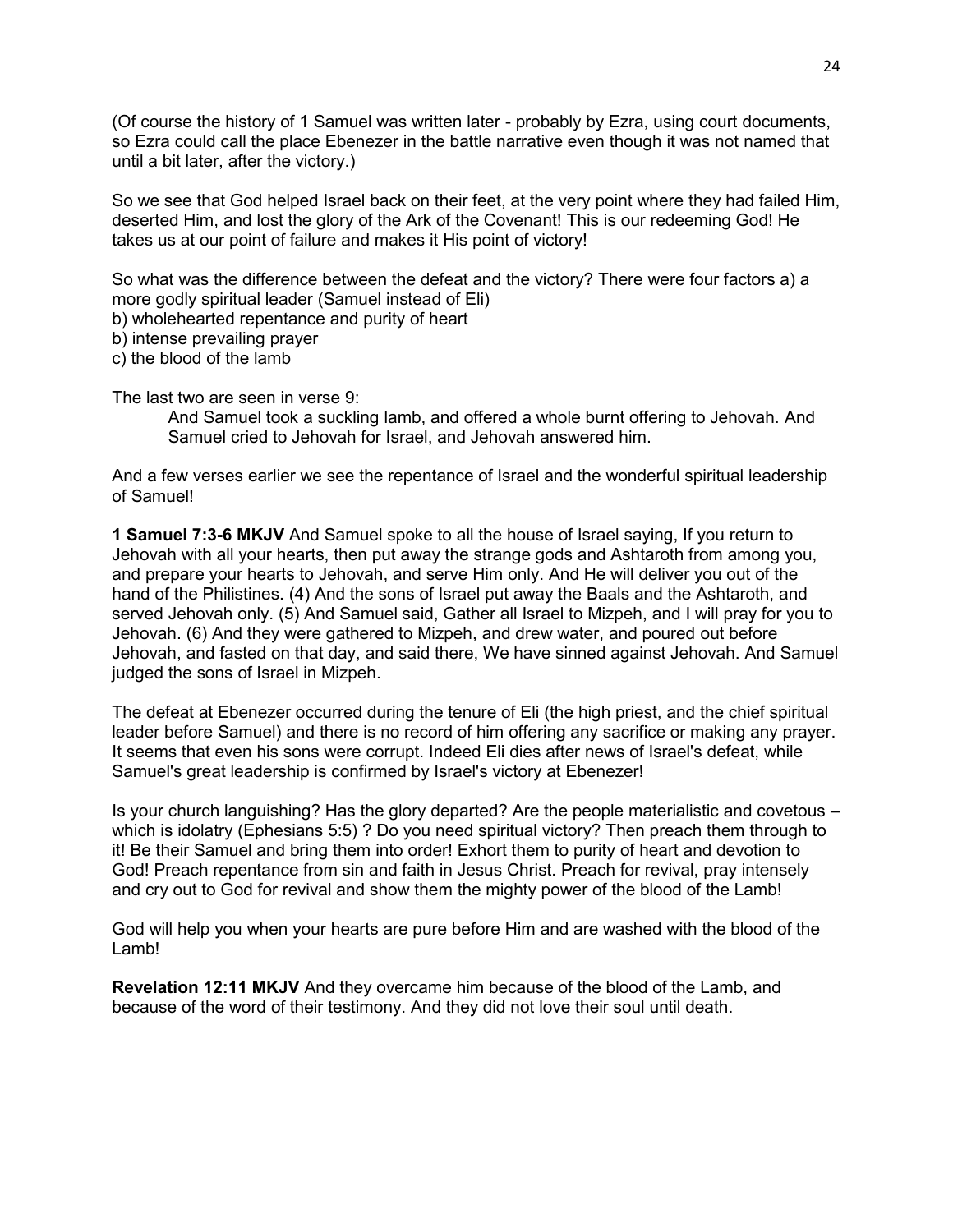(Of course the history of 1 Samuel was written later - probably by Ezra, using court documents, so Ezra could call the place Ebenezer in the battle narrative even though it was not named that until a bit later, after the victory.)

So we see that God helped Israel back on their feet, at the very point where they had failed Him, deserted Him, and lost the glory of the Ark of the Covenant! This is our redeeming God! He takes us at our point of failure and makes it His point of victory!

So what was the difference between the defeat and the victory? There were four factors a) a more godly spiritual leader (Samuel instead of Eli)
b) wholehearted repentance and purity of heart
b) intense prevailing prayer
c) the blood of the lamb

The last two are seen in verse 9:

> And Samuel took a suckling lamb, and offered a whole burnt offering to Jehovah. And Samuel cried to Jehovah for Israel, and Jehovah answered him.

And a few verses earlier we see the repentance of Israel and the wonderful spiritual leadership of Samuel!

**1 Samuel 7:3-6 MKJV** And Samuel spoke to all the house of Israel saying, If you return to Jehovah with all your hearts, then put away the strange gods and Ashtaroth from among you, and prepare your hearts to Jehovah, and serve Him only. And He will deliver you out of the hand of the Philistines. (4) And the sons of Israel put away the Baals and the Ashtaroth, and served Jehovah only. (5) And Samuel said, Gather all Israel to Mizpeh, and I will pray for you to Jehovah. (6) And they were gathered to Mizpeh, and drew water, and poured out before Jehovah, and fasted on that day, and said there, We have sinned against Jehovah. And Samuel judged the sons of Israel in Mizpeh.

The defeat at Ebenezer occurred during the tenure of Eli (the high priest, and the chief spiritual leader before Samuel) and there is no record of him offering any sacrifice or making any prayer. It seems that even his sons were corrupt. Indeed Eli dies after news of Israel's defeat, while Samuel's great leadership is confirmed by Israel's victory at Ebenezer!

Is your church languishing? Has the glory departed? Are the people materialistic and covetous – which is idolatry (Ephesians 5:5) ? Do you need spiritual victory? Then preach them through to it! Be their Samuel and bring them into order! Exhort them to purity of heart and devotion to God! Preach repentance from sin and faith in Jesus Christ. Preach for revival, pray intensely and cry out to God for revival and show them the mighty power of the blood of the Lamb!

God will help you when your hearts are pure before Him and are washed with the blood of the Lamb!

**Revelation 12:11 MKJV** And they overcame him because of the blood of the Lamb, and because of the word of their testimony. And they did not love their soul until death.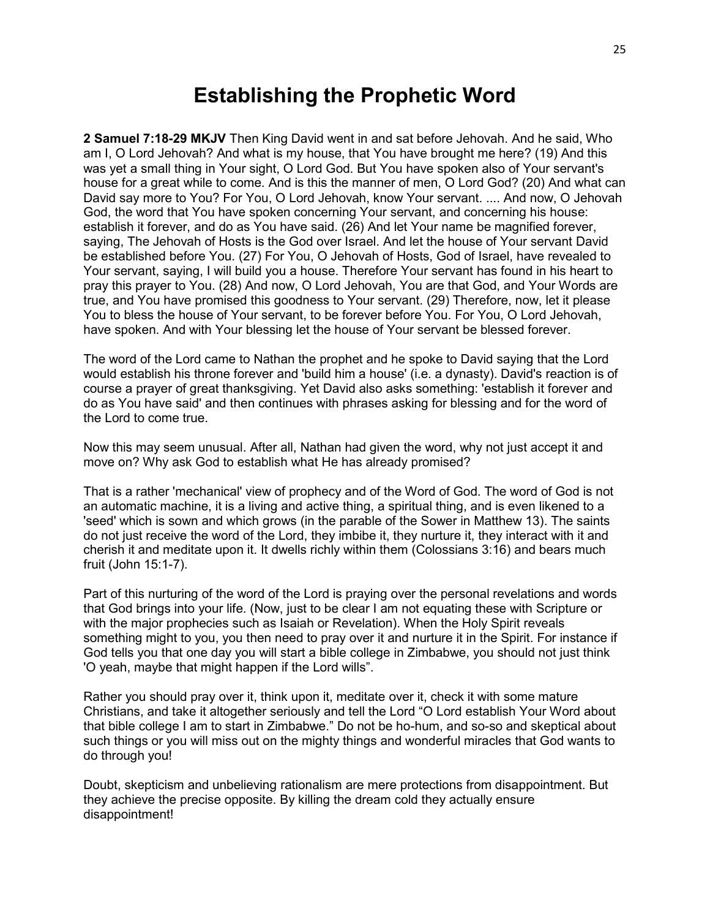# Establishing the Prophetic Word

**2 Samuel 7:18-29 MKJV** Then King David went in and sat before Jehovah. And he said, Who am I, O Lord Jehovah? And what is my house, that You have brought me here? (19) And this was yet a small thing in Your sight, O Lord God. But You have spoken also of Your servant's house for a great while to come. And is this the manner of men, O Lord God? (20) And what can David say more to You? For You, O Lord Jehovah, know Your servant. .... And now, O Jehovah God, the word that You have spoken concerning Your servant, and concerning his house: establish it forever, and do as You have said. (26) And let Your name be magnified forever, saying, The Jehovah of Hosts is the God over Israel. And let the house of Your servant David be established before You. (27) For You, O Jehovah of Hosts, God of Israel, have revealed to Your servant, saying, I will build you a house. Therefore Your servant has found in his heart to pray this prayer to You. (28) And now, O Lord Jehovah, You are that God, and Your Words are true, and You have promised this goodness to Your servant. (29) Therefore, now, let it please You to bless the house of Your servant, to be forever before You. For You, O Lord Jehovah, have spoken. And with Your blessing let the house of Your servant be blessed forever.

The word of the Lord came to Nathan the prophet and he spoke to David saying that the Lord would establish his throne forever and 'build him a house' (i.e. a dynasty). David's reaction is of course a prayer of great thanksgiving. Yet David also asks something: 'establish it forever and do as You have said' and then continues with phrases asking for blessing and for the word of the Lord to come true.

Now this may seem unusual. After all, Nathan had given the word, why not just accept it and move on? Why ask God to establish what He has already promised?

That is a rather 'mechanical' view of prophecy and of the Word of God. The word of God is not an automatic machine, it is a living and active thing, a spiritual thing, and is even likened to a 'seed' which is sown and which grows (in the parable of the Sower in Matthew 13). The saints do not just receive the word of the Lord, they imbibe it, they nurture it, they interact with it and cherish it and meditate upon it. It dwells richly within them (Colossians 3:16) and bears much fruit (John 15:1-7).

Part of this nurturing of the word of the Lord is praying over the personal revelations and words that God brings into your life. (Now, just to be clear I am not equating these with Scripture or with the major prophecies such as Isaiah or Revelation). When the Holy Spirit reveals something might to you, you then need to pray over it and nurture it in the Spirit. For instance if God tells you that one day you will start a bible college in Zimbabwe, you should not just think 'O yeah, maybe that might happen if the Lord wills".

Rather you should pray over it, think upon it, meditate over it, check it with some mature Christians, and take it altogether seriously and tell the Lord "O Lord establish Your Word about that bible college I am to start in Zimbabwe." Do not be ho-hum, and so-so and skeptical about such things or you will miss out on the mighty things and wonderful miracles that God wants to do through you!

Doubt, skepticism and unbelieving rationalism are mere protections from disappointment. But they achieve the precise opposite. By killing the dream cold they actually ensure disappointment!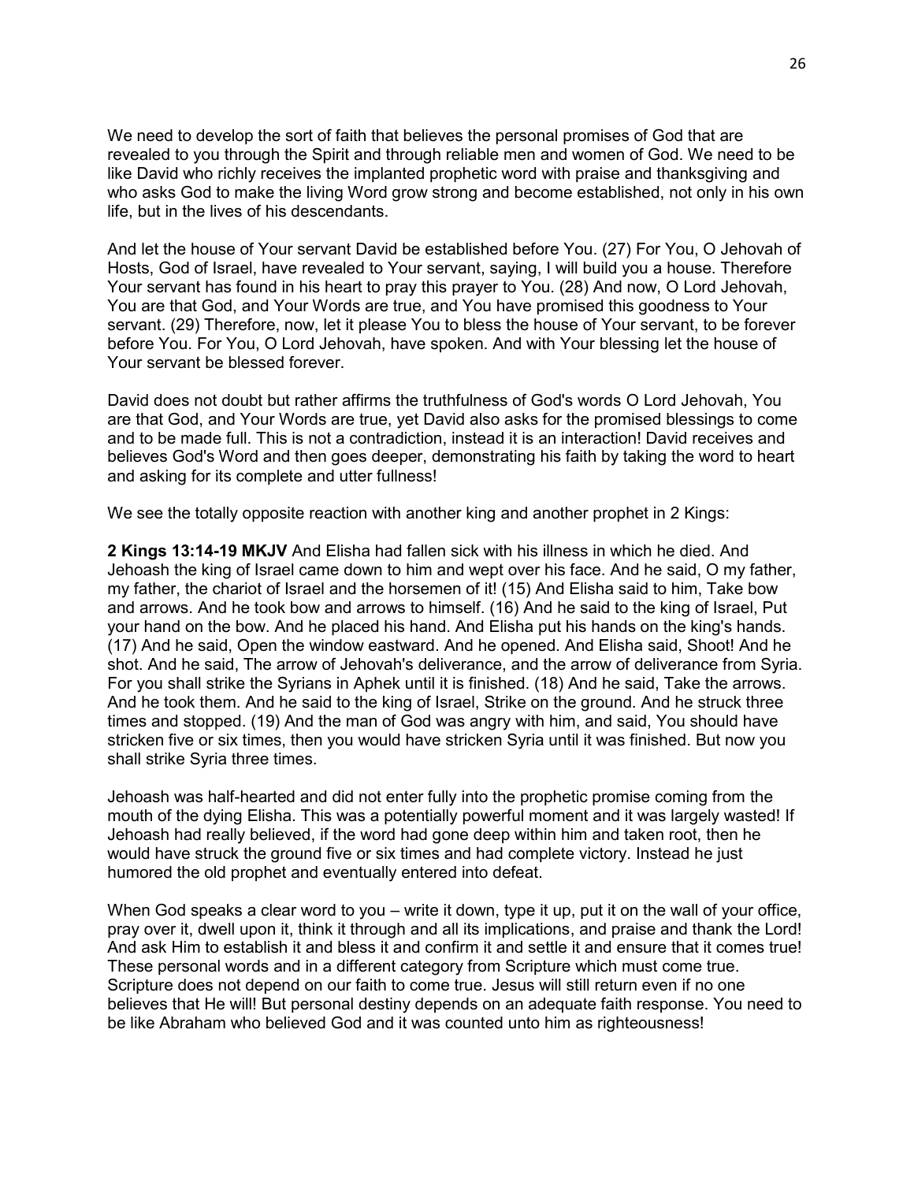We need to develop the sort of faith that believes the personal promises of God that are revealed to you through the Spirit and through reliable men and women of God. We need to be like David who richly receives the implanted prophetic word with praise and thanksgiving and who asks God to make the living Word grow strong and become established, not only in his own life, but in the lives of his descendants.

And let the house of Your servant David be established before You. (27) For You, O Jehovah of Hosts, God of Israel, have revealed to Your servant, saying, I will build you a house. Therefore Your servant has found in his heart to pray this prayer to You. (28) And now, O Lord Jehovah, You are that God, and Your Words are true, and You have promised this goodness to Your servant. (29) Therefore, now, let it please You to bless the house of Your servant, to be forever before You. For You, O Lord Jehovah, have spoken. And with Your blessing let the house of Your servant be blessed forever.

David does not doubt but rather affirms the truthfulness of God's words O Lord Jehovah, You are that God, and Your Words are true, yet David also asks for the promised blessings to come and to be made full. This is not a contradiction, instead it is an interaction! David receives and believes God's Word and then goes deeper, demonstrating his faith by taking the word to heart and asking for its complete and utter fullness!

We see the totally opposite reaction with another king and another prophet in 2 Kings:

**2 Kings 13:14-19 MKJV** And Elisha had fallen sick with his illness in which he died. And Jehoash the king of Israel came down to him and wept over his face. And he said, O my father, my father, the chariot of Israel and the horsemen of it! (15) And Elisha said to him, Take bow and arrows. And he took bow and arrows to himself. (16) And he said to the king of Israel, Put your hand on the bow. And he placed his hand. And Elisha put his hands on the king's hands. (17) And he said, Open the window eastward. And he opened. And Elisha said, Shoot! And he shot. And he said, The arrow of Jehovah's deliverance, and the arrow of deliverance from Syria. For you shall strike the Syrians in Aphek until it is finished. (18) And he said, Take the arrows. And he took them. And he said to the king of Israel, Strike on the ground. And he struck three times and stopped. (19) And the man of God was angry with him, and said, You should have stricken five or six times, then you would have stricken Syria until it was finished. But now you shall strike Syria three times.

Jehoash was half-hearted and did not enter fully into the prophetic promise coming from the mouth of the dying Elisha. This was a potentially powerful moment and it was largely wasted! If Jehoash had really believed, if the word had gone deep within him and taken root, then he would have struck the ground five or six times and had complete victory. Instead he just humored the old prophet and eventually entered into defeat.

When God speaks a clear word to you – write it down, type it up, put it on the wall of your office, pray over it, dwell upon it, think it through and all its implications, and praise and thank the Lord! And ask Him to establish it and bless it and confirm it and settle it and ensure that it comes true! These personal words and in a different category from Scripture which must come true. Scripture does not depend on our faith to come true. Jesus will still return even if no one believes that He will! But personal destiny depends on an adequate faith response. You need to be like Abraham who believed God and it was counted unto him as righteousness!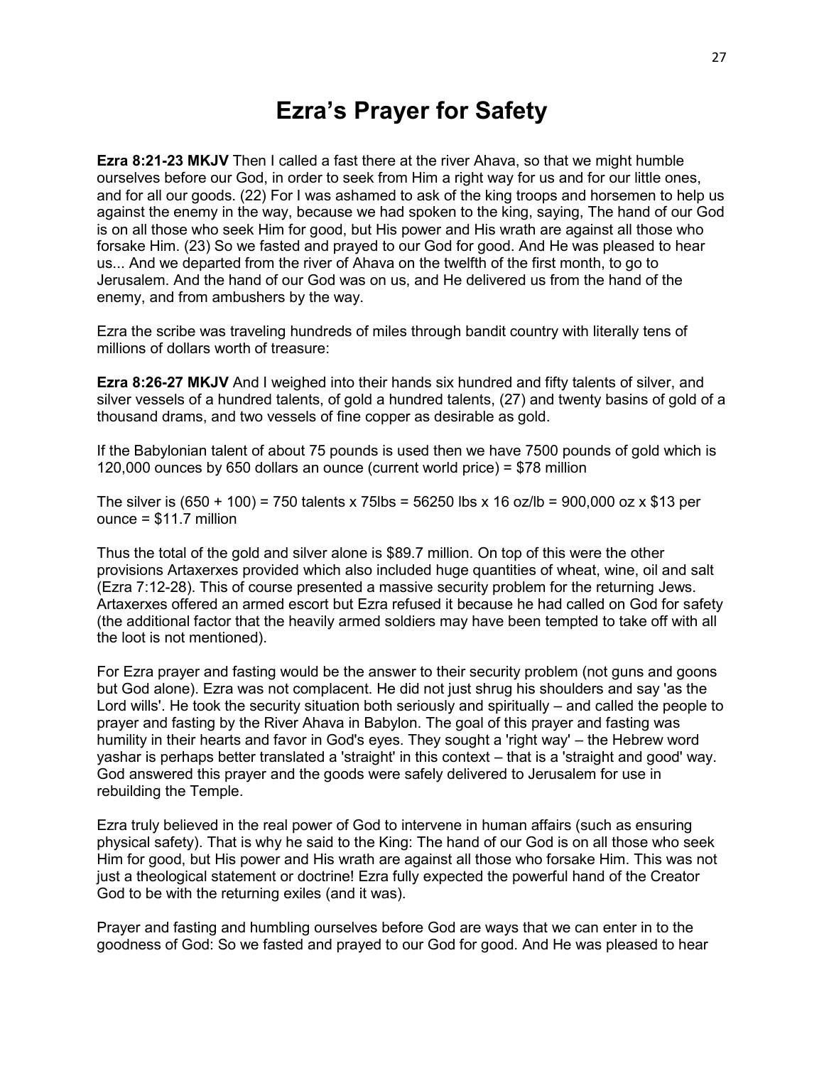# Ezra's Prayer for Safety

**Ezra 8:21-23 MKJV** Then I called a fast there at the river Ahava, so that we might humble ourselves before our God, in order to seek from Him a right way for us and for our little ones, and for all our goods. (22) For I was ashamed to ask of the king troops and horsemen to help us against the enemy in the way, because we had spoken to the king, saying, The hand of our God is on all those who seek Him for good, but His power and His wrath are against all those who forsake Him. (23) So we fasted and prayed to our God for good. And He was pleased to hear us... And we departed from the river of Ahava on the twelfth of the first month, to go to Jerusalem. And the hand of our God was on us, and He delivered us from the hand of the enemy, and from ambushers by the way.

Ezra the scribe was traveling hundreds of miles through bandit country with literally tens of millions of dollars worth of treasure:

**Ezra 8:26-27 MKJV** And I weighed into their hands six hundred and fifty talents of silver, and silver vessels of a hundred talents, of gold a hundred talents, (27) and twenty basins of gold of a thousand drams, and two vessels of fine copper as desirable as gold.

If the Babylonian talent of about 75 pounds is used then we have 7500 pounds of gold which is 120,000 ounces by 650 dollars an ounce (current world price) = $78 million

The silver is (650 + 100) = 750 talents x 75lbs = 56250 lbs x 16 oz/lb = 900,000 oz x $13 per ounce = $11.7 million

Thus the total of the gold and silver alone is $89.7 million. On top of this were the other provisions Artaxerxes provided which also included huge quantities of wheat, wine, oil and salt (Ezra 7:12-28). This of course presented a massive security problem for the returning Jews. Artaxerxes offered an armed escort but Ezra refused it because he had called on God for safety (the additional factor that the heavily armed soldiers may have been tempted to take off with all the loot is not mentioned).

For Ezra prayer and fasting would be the answer to their security problem (not guns and goons but God alone). Ezra was not complacent. He did not just shrug his shoulders and say 'as the Lord wills'. He took the security situation both seriously and spiritually – and called the people to prayer and fasting by the River Ahava in Babylon. The goal of this prayer and fasting was humility in their hearts and favor in God's eyes. They sought a 'right way' – the Hebrew word yashar is perhaps better translated a 'straight' in this context – that is a 'straight and good' way. God answered this prayer and the goods were safely delivered to Jerusalem for use in rebuilding the Temple.

Ezra truly believed in the real power of God to intervene in human affairs (such as ensuring physical safety). That is why he said to the King: The hand of our God is on all those who seek Him for good, but His power and His wrath are against all those who forsake Him. This was not just a theological statement or doctrine! Ezra fully expected the powerful hand of the Creator God to be with the returning exiles (and it was).

Prayer and fasting and humbling ourselves before God are ways that we can enter in to the goodness of God: So we fasted and prayed to our God for good. And He was pleased to hear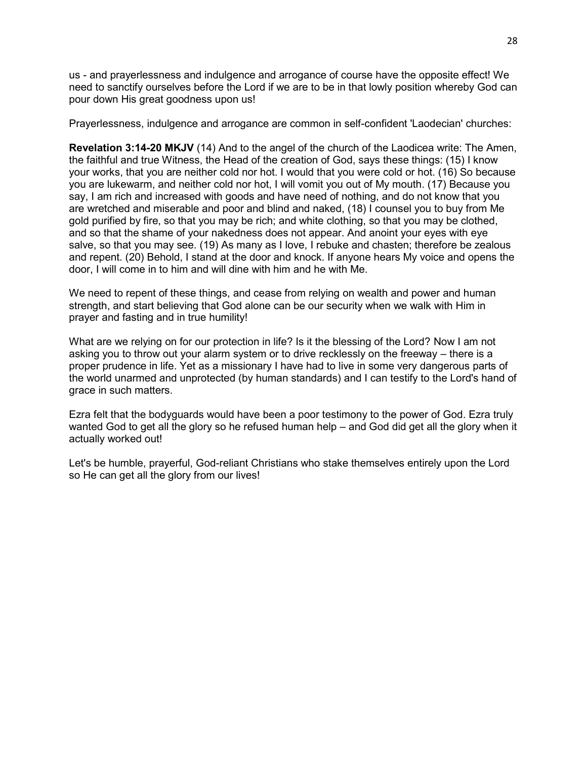us - and prayerlessness and indulgence and arrogance of course have the opposite effect! We need to sanctify ourselves before the Lord if we are to be in that lowly position whereby God can pour down His great goodness upon us!

Prayerlessness, indulgence and arrogance are common in self-confident 'Laodecian' churches:

**Revelation 3:14-20 MKJV** (14) And to the angel of the church of the Laodicea write: The Amen, the faithful and true Witness, the Head of the creation of God, says these things: (15) I know your works, that you are neither cold nor hot. I would that you were cold or hot. (16) So because you are lukewarm, and neither cold nor hot, I will vomit you out of My mouth. (17) Because you say, I am rich and increased with goods and have need of nothing, and do not know that you are wretched and miserable and poor and blind and naked, (18) I counsel you to buy from Me gold purified by fire, so that you may be rich; and white clothing, so that you may be clothed, and so that the shame of your nakedness does not appear. And anoint your eyes with eye salve, so that you may see. (19) As many as I love, I rebuke and chasten; therefore be zealous and repent. (20) Behold, I stand at the door and knock. If anyone hears My voice and opens the door, I will come in to him and will dine with him and he with Me.

We need to repent of these things, and cease from relying on wealth and power and human strength, and start believing that God alone can be our security when we walk with Him in prayer and fasting and in true humility!

What are we relying on for our protection in life? Is it the blessing of the Lord? Now I am not asking you to throw out your alarm system or to drive recklessly on the freeway – there is a proper prudence in life. Yet as a missionary I have had to live in some very dangerous parts of the world unarmed and unprotected (by human standards) and I can testify to the Lord's hand of grace in such matters.

Ezra felt that the bodyguards would have been a poor testimony to the power of God. Ezra truly wanted God to get all the glory so he refused human help – and God did get all the glory when it actually worked out!

Let's be humble, prayerful, God-reliant Christians who stake themselves entirely upon the Lord so He can get all the glory from our lives!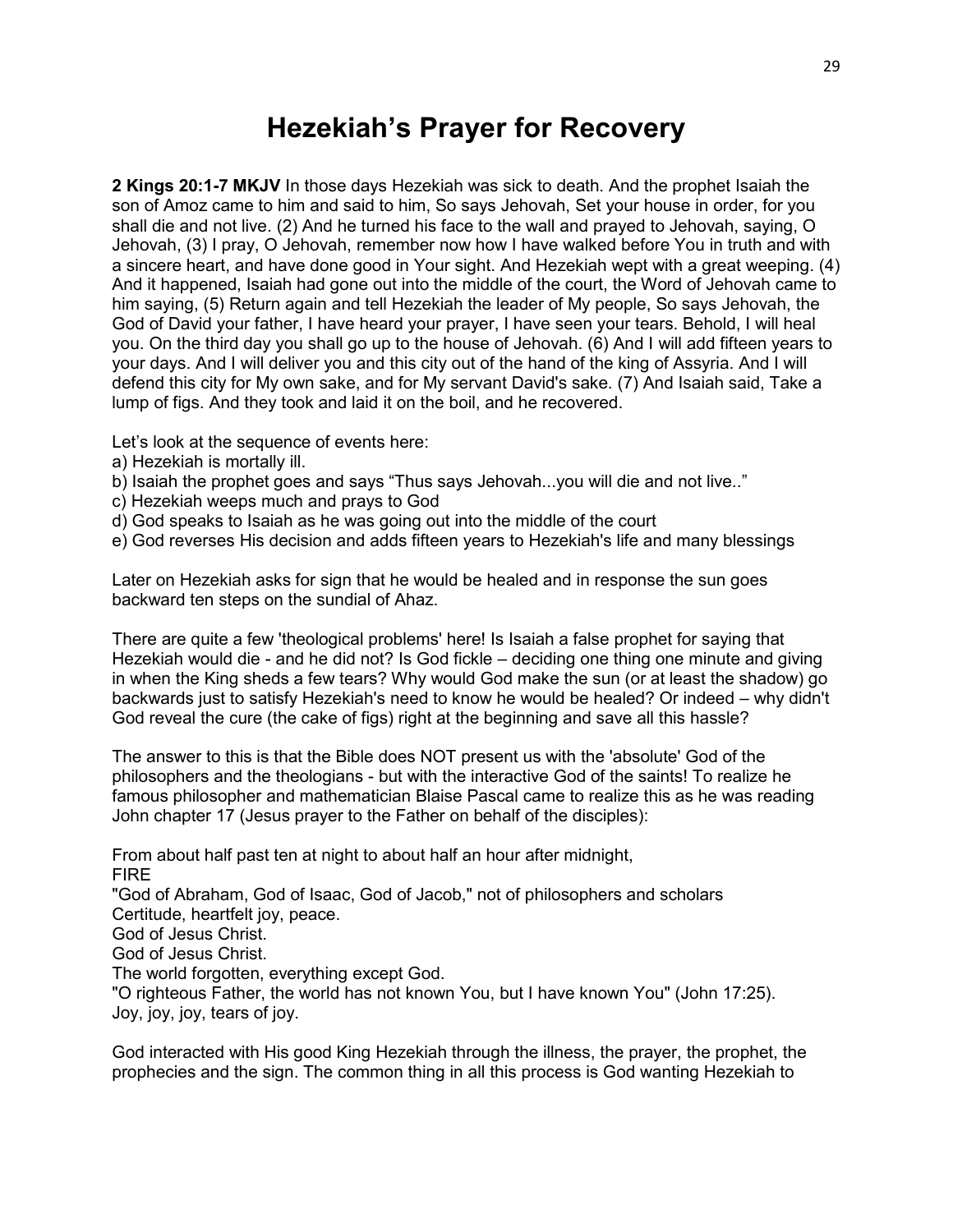# Hezekiah's Prayer for Recovery

**2 Kings 20:1-7 MKJV** In those days Hezekiah was sick to death. And the prophet Isaiah the son of Amoz came to him and said to him, So says Jehovah, Set your house in order, for you shall die and not live. (2) And he turned his face to the wall and prayed to Jehovah, saying, O Jehovah, (3) I pray, O Jehovah, remember now how I have walked before You in truth and with a sincere heart, and have done good in Your sight. And Hezekiah wept with a great weeping. (4) And it happened, Isaiah had gone out into the middle of the court, the Word of Jehovah came to him saying, (5) Return again and tell Hezekiah the leader of My people, So says Jehovah, the God of David your father, I have heard your prayer, I have seen your tears. Behold, I will heal you. On the third day you shall go up to the house of Jehovah. (6) And I will add fifteen years to your days. And I will deliver you and this city out of the hand of the king of Assyria. And I will defend this city for My own sake, and for My servant David's sake. (7) And Isaiah said, Take a lump of figs. And they took and laid it on the boil, and he recovered.

Let's look at the sequence of events here:
a) Hezekiah is mortally ill.
b) Isaiah the prophet goes and says "Thus says Jehovah...you will die and not live.."
c) Hezekiah weeps much and prays to God
d) God speaks to Isaiah as he was going out into the middle of the court
e) God reverses His decision and adds fifteen years to Hezekiah's life and many blessings

Later on Hezekiah asks for sign that he would be healed and in response the sun goes backward ten steps on the sundial of Ahaz.

There are quite a few 'theological problems' here! Is Isaiah a false prophet for saying that Hezekiah would die - and he did not? Is God fickle – deciding one thing one minute and giving in when the King sheds a few tears? Why would God make the sun (or at least the shadow) go backwards just to satisfy Hezekiah's need to know he would be healed? Or indeed – why didn't God reveal the cure (the cake of figs) right at the beginning and save all this hassle?

The answer to this is that the Bible does NOT present us with the 'absolute' God of the philosophers and the theologians - but with the interactive God of the saints! To realize he famous philosopher and mathematician Blaise Pascal came to realize this as he was reading John chapter 17 (Jesus prayer to the Father on behalf of the disciples):

From about half past ten at night to about half an hour after midnight,  
FIRE  
"God of Abraham, God of Isaac, God of Jacob," not of philosophers and scholars  
Certitude, heartfelt joy, peace.  
God of Jesus Christ.  
God of Jesus Christ.  
The world forgotten, everything except God.  
"O righteous Father, the world has not known You, but I have known You" (John 17:25).  
Joy, joy, joy, tears of joy.

God interacted with His good King Hezekiah through the illness, the prayer, the prophet, the prophecies and the sign. The common thing in all this process is God wanting Hezekiah to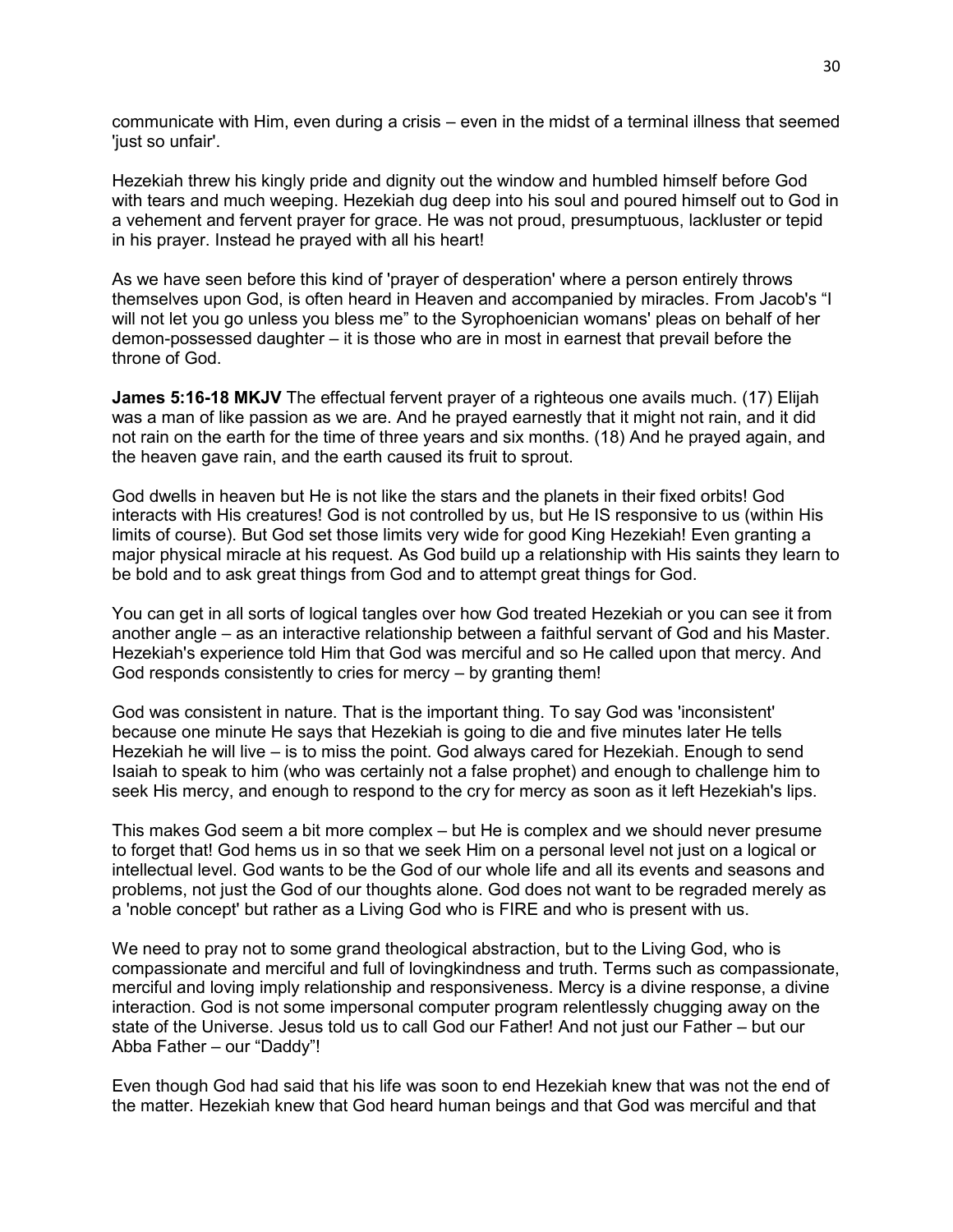communicate with Him, even during a crisis – even in the midst of a terminal illness that seemed 'just so unfair'.

Hezekiah threw his kingly pride and dignity out the window and humbled himself before God with tears and much weeping. Hezekiah dug deep into his soul and poured himself out to God in a vehement and fervent prayer for grace. He was not proud, presumptuous, lackluster or tepid in his prayer. Instead he prayed with all his heart!

As we have seen before this kind of 'prayer of desperation' where a person entirely throws themselves upon God, is often heard in Heaven and accompanied by miracles. From Jacob's "I will not let you go unless you bless me" to the Syrophoenician womans' pleas on behalf of her demon-possessed daughter – it is those who are in most in earnest that prevail before the throne of God.

**James 5:16-18 MKJV** The effectual fervent prayer of a righteous one avails much. (17) Elijah was a man of like passion as we are. And he prayed earnestly that it might not rain, and it did not rain on the earth for the time of three years and six months. (18) And he prayed again, and the heaven gave rain, and the earth caused its fruit to sprout.

God dwells in heaven but He is not like the stars and the planets in their fixed orbits! God interacts with His creatures! God is not controlled by us, but He IS responsive to us (within His limits of course). But God set those limits very wide for good King Hezekiah! Even granting a major physical miracle at his request. As God build up a relationship with His saints they learn to be bold and to ask great things from God and to attempt great things for God.

You can get in all sorts of logical tangles over how God treated Hezekiah or you can see it from another angle – as an interactive relationship between a faithful servant of God and his Master. Hezekiah's experience told Him that God was merciful and so He called upon that mercy. And God responds consistently to cries for mercy – by granting them!

God was consistent in nature. That is the important thing. To say God was 'inconsistent' because one minute He says that Hezekiah is going to die and five minutes later He tells Hezekiah he will live – is to miss the point. God always cared for Hezekiah. Enough to send Isaiah to speak to him (who was certainly not a false prophet) and enough to challenge him to seek His mercy, and enough to respond to the cry for mercy as soon as it left Hezekiah's lips.

This makes God seem a bit more complex – but He is complex and we should never presume to forget that! God hems us in so that we seek Him on a personal level not just on a logical or intellectual level. God wants to be the God of our whole life and all its events and seasons and problems, not just the God of our thoughts alone. God does not want to be regraded merely as a 'noble concept' but rather as a Living God who is FIRE and who is present with us.

We need to pray not to some grand theological abstraction, but to the Living God, who is compassionate and merciful and full of lovingkindness and truth. Terms such as compassionate, merciful and loving imply relationship and responsiveness. Mercy is a divine response, a divine interaction. God is not some impersonal computer program relentlessly chugging away on the state of the Universe. Jesus told us to call God our Father! And not just our Father – but our Abba Father – our "Daddy"!

Even though God had said that his life was soon to end Hezekiah knew that was not the end of the matter. Hezekiah knew that God heard human beings and that God was merciful and that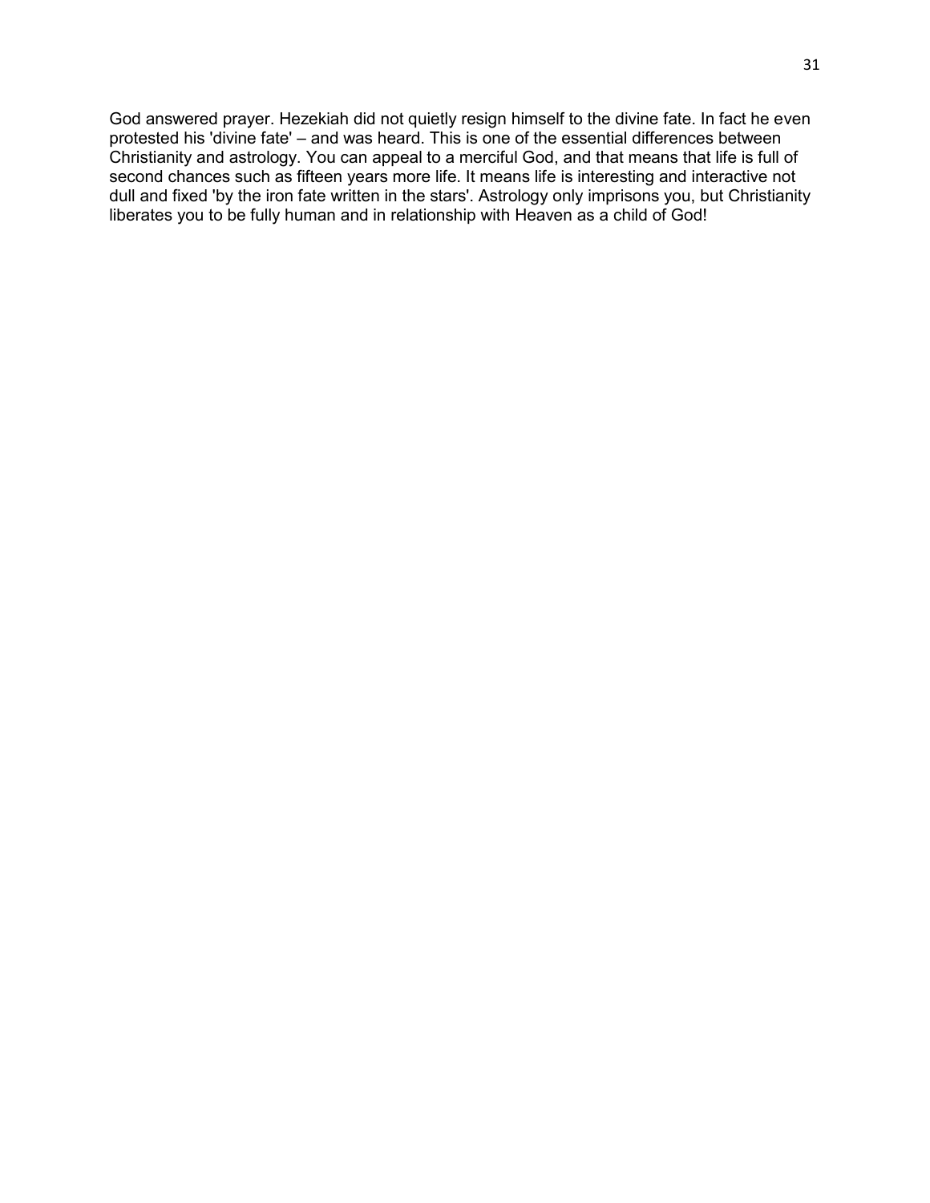God answered prayer. Hezekiah did not quietly resign himself to the divine fate. In fact he even protested his 'divine fate' – and was heard. This is one of the essential differences between Christianity and astrology. You can appeal to a merciful God, and that means that life is full of second chances such as fifteen years more life. It means life is interesting and interactive not dull and fixed 'by the iron fate written in the stars'. Astrology only imprisons you, but Christianity liberates you to be fully human and in relationship with Heaven as a child of God!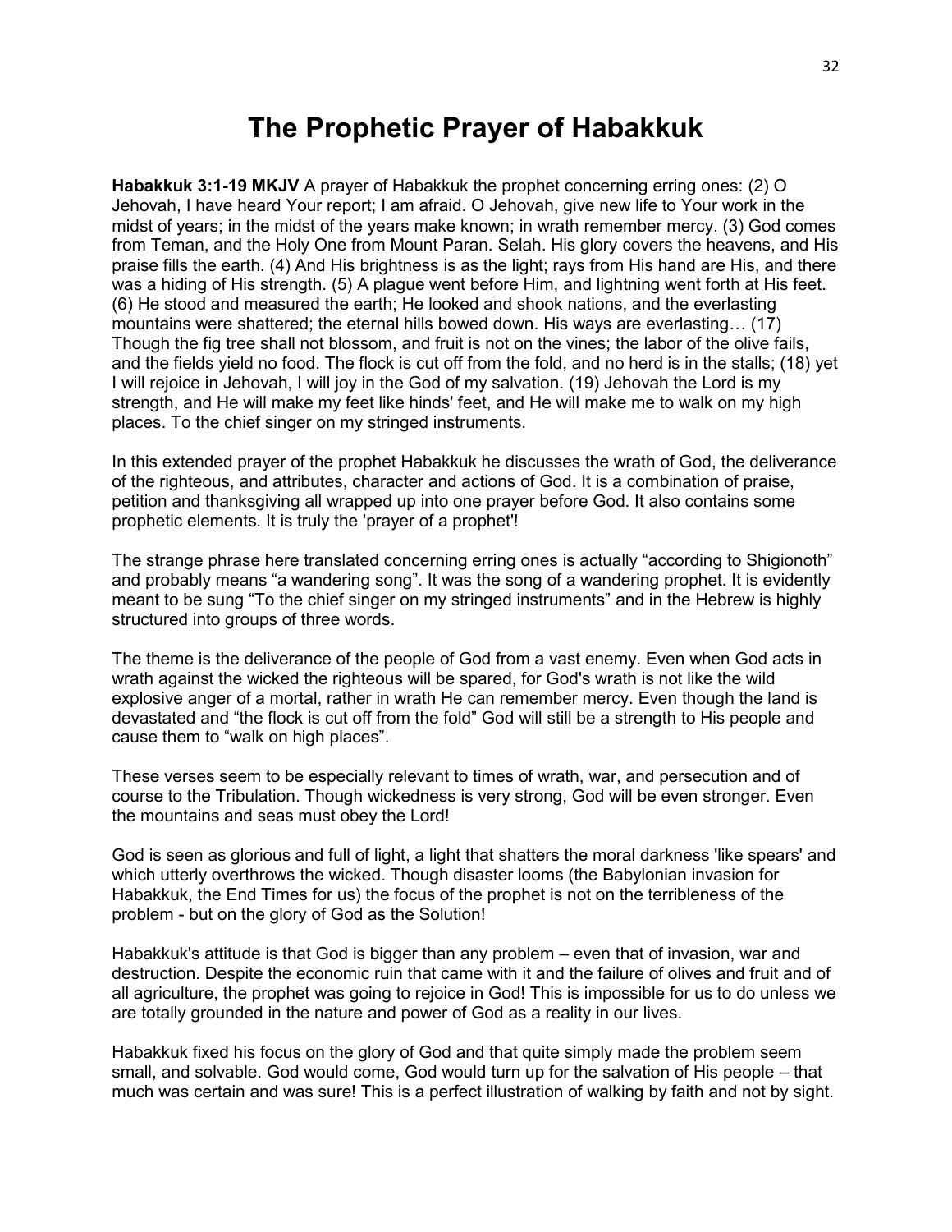# The Prophetic Prayer of Habakkuk

**Habakkuk 3:1-19 MKJV** A prayer of Habakkuk the prophet concerning erring ones: (2) O Jehovah, I have heard Your report; I am afraid. O Jehovah, give new life to Your work in the midst of years; in the midst of the years make known; in wrath remember mercy. (3) God comes from Teman, and the Holy One from Mount Paran. Selah. His glory covers the heavens, and His praise fills the earth. (4) And His brightness is as the light; rays from His hand are His, and there was a hiding of His strength. (5) A plague went before Him, and lightning went forth at His feet. (6) He stood and measured the earth; He looked and shook nations, and the everlasting mountains were shattered; the eternal hills bowed down. His ways are everlasting… (17) Though the fig tree shall not blossom, and fruit is not on the vines; the labor of the olive fails, and the fields yield no food. The flock is cut off from the fold, and no herd is in the stalls; (18) yet I will rejoice in Jehovah, I will joy in the God of my salvation. (19) Jehovah the Lord is my strength, and He will make my feet like hinds' feet, and He will make me to walk on my high places. To the chief singer on my stringed instruments.

In this extended prayer of the prophet Habakkuk he discusses the wrath of God, the deliverance of the righteous, and attributes, character and actions of God. It is a combination of praise, petition and thanksgiving all wrapped up into one prayer before God. It also contains some prophetic elements. It is truly the 'prayer of a prophet'!

The strange phrase here translated concerning erring ones is actually "according to Shigionoth" and probably means "a wandering song". It was the song of a wandering prophet. It is evidently meant to be sung "To the chief singer on my stringed instruments" and in the Hebrew is highly structured into groups of three words.

The theme is the deliverance of the people of God from a vast enemy. Even when God acts in wrath against the wicked the righteous will be spared, for God's wrath is not like the wild explosive anger of a mortal, rather in wrath He can remember mercy. Even though the land is devastated and "the flock is cut off from the fold" God will still be a strength to His people and cause them to "walk on high places".

These verses seem to be especially relevant to times of wrath, war, and persecution and of course to the Tribulation. Though wickedness is very strong, God will be even stronger. Even the mountains and seas must obey the Lord!

God is seen as glorious and full of light, a light that shatters the moral darkness 'like spears' and which utterly overthrows the wicked. Though disaster looms (the Babylonian invasion for Habakkuk, the End Times for us) the focus of the prophet is not on the terribleness of the problem - but on the glory of God as the Solution!

Habakkuk's attitude is that God is bigger than any problem – even that of invasion, war and destruction. Despite the economic ruin that came with it and the failure of olives and fruit and of all agriculture, the prophet was going to rejoice in God! This is impossible for us to do unless we are totally grounded in the nature and power of God as a reality in our lives.

Habakkuk fixed his focus on the glory of God and that quite simply made the problem seem small, and solvable. God would come, God would turn up for the salvation of His people – that much was certain and was sure! This is a perfect illustration of walking by faith and not by sight.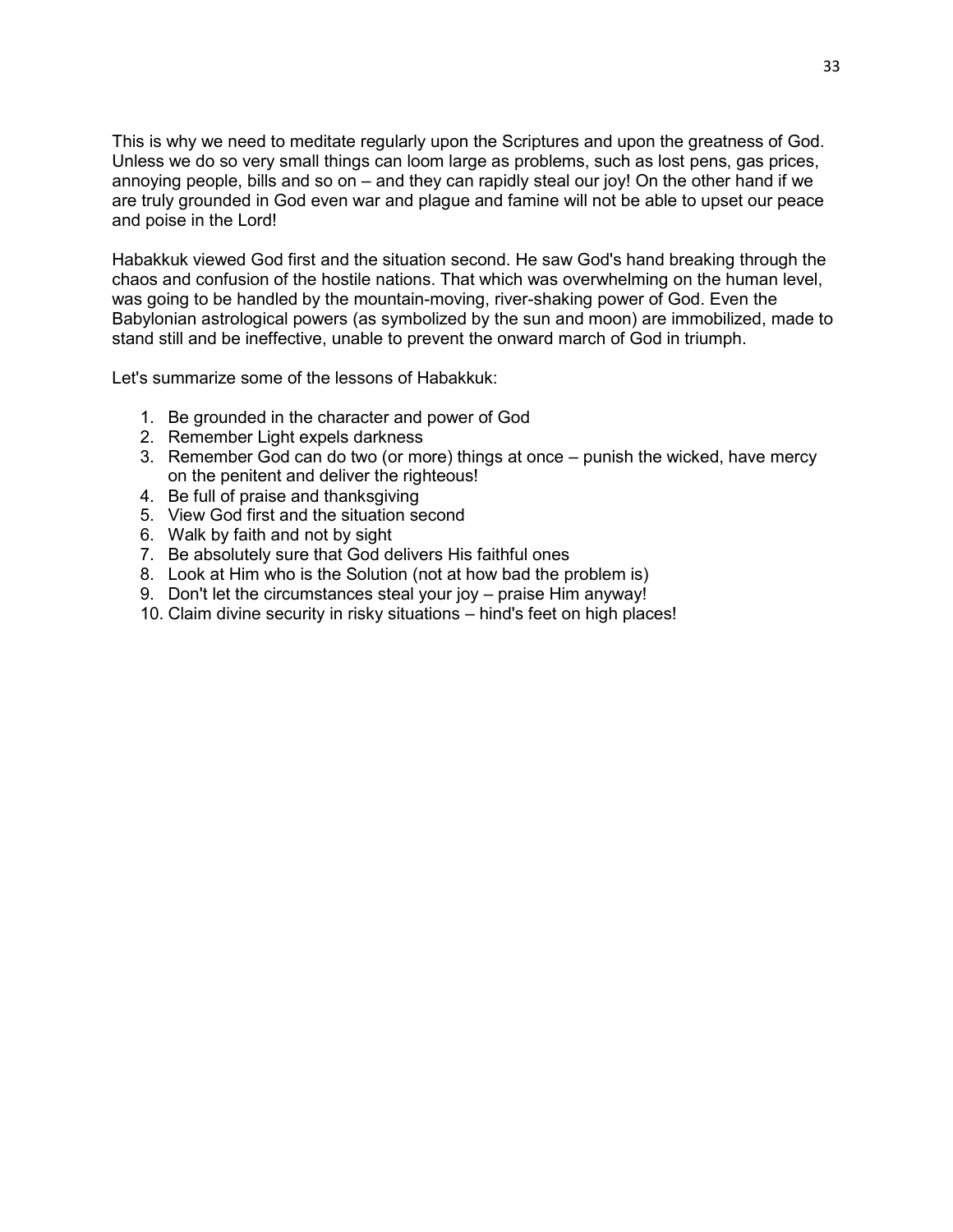This is why we need to meditate regularly upon the Scriptures and upon the greatness of God. Unless we do so very small things can loom large as problems, such as lost pens, gas prices, annoying people, bills and so on – and they can rapidly steal our joy! On the other hand if we are truly grounded in God even war and plague and famine will not be able to upset our peace and poise in the Lord!

Habakkuk viewed God first and the situation second. He saw God's hand breaking through the chaos and confusion of the hostile nations. That which was overwhelming on the human level, was going to be handled by the mountain-moving, river-shaking power of God. Even the Babylonian astrological powers (as symbolized by the sun and moon) are immobilized, made to stand still and be ineffective, unable to prevent the onward march of God in triumph.

Let's summarize some of the lessons of Habakkuk:

1. Be grounded in the character and power of God
2. Remember Light expels darkness
3. Remember God can do two (or more) things at once – punish the wicked, have mercy on the penitent and deliver the righteous!
4. Be full of praise and thanksgiving
5. View God first and the situation second
6. Walk by faith and not by sight
7. Be absolutely sure that God delivers His faithful ones
8. Look at Him who is the Solution (not at how bad the problem is)
9. Don't let the circumstances steal your joy – praise Him anyway!
10. Claim divine security in risky situations – hind's feet on high places!